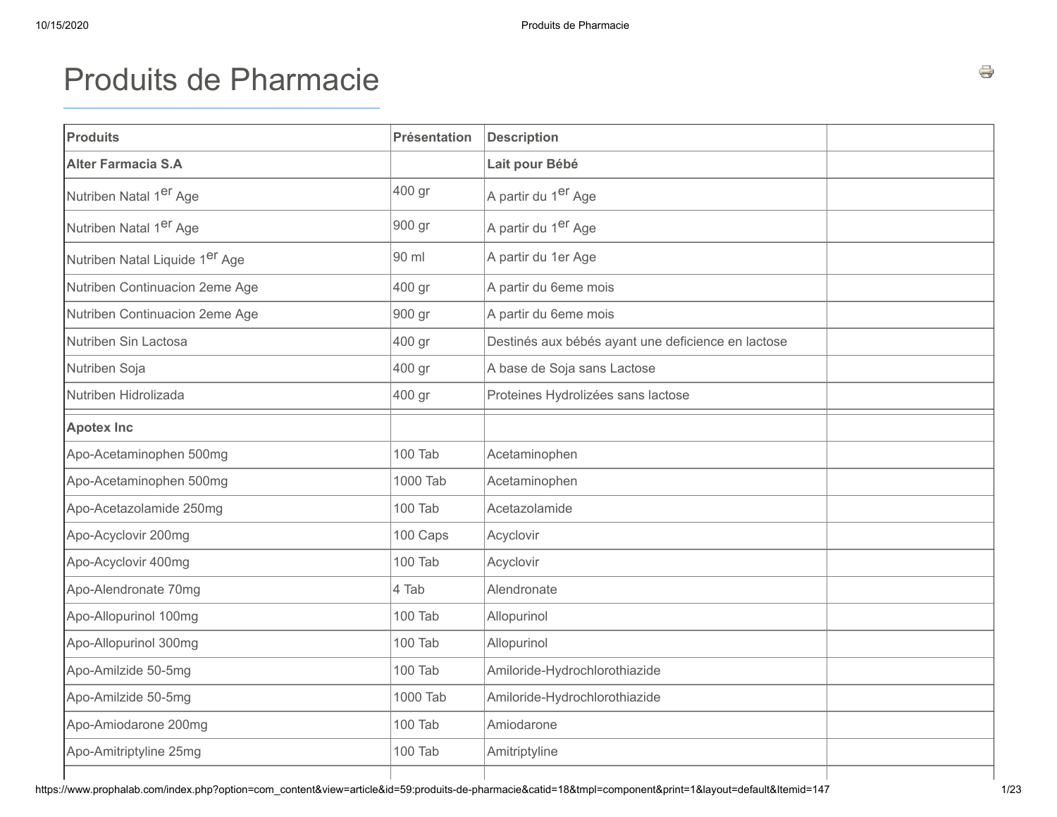# Produits de Pharmacie

| Produits | Présentation | Description | |
|---|---|---|---|
| **Alter Farmacia S.A** | | **Lait pour Bébé** | |
| Nutriben Natal 1er Age | 400 gr | A partir du 1er Age | |
| Nutriben Natal 1er Age | 900 gr | A partir du 1er Age | |
| Nutriben Natal Liquide 1er Age | 90 ml | A partir du 1er Age | |
| Nutriben Continuacion 2eme Age | 400 gr | A partir du 6eme mois | |
| Nutriben Continuacion 2eme Age | 900 gr | A partir du 6eme mois | |
| Nutriben Sin Lactosa | 400 gr | Destinés aux bébés ayant une deficience en lactose | |
| Nutriben Soja | 400 gr | A base de Soja sans Lactose | |
| Nutriben Hidrolizada | 400 gr | Proteines Hydrolizées sans lactose | |
| **Apotex Inc** | | | |
| Apo-Acetaminophen 500mg | 100 Tab | Acetaminophen | |
| Apo-Acetaminophen 500mg | 1000 Tab | Acetaminophen | |
| Apo-Acetazolamide 250mg | 100 Tab | Acetazolamide | |
| Apo-Acyclovir 200mg | 100 Caps | Acyclovir | |
| Apo-Acyclovir 400mg | 100 Tab | Acyclovir | |
| Apo-Alendronate 70mg | 4 Tab | Alendronate | |
| Apo-Allopurinol 100mg | 100 Tab | Allopurinol | |
| Apo-Allopurinol 300mg | 100 Tab | Allopurinol | |
| Apo-Amilzide 50-5mg | 100 Tab | Amiloride-Hydrochlorothiazide | |
| Apo-Amilzide 50-5mg | 1000 Tab | Amiloride-Hydrochlorothiazide | |
| Apo-Amiodarone 200mg | 100 Tab | Amiodarone | |
| Apo-Amitriptyline 25mg | 100 Tab | Amitriptyline | |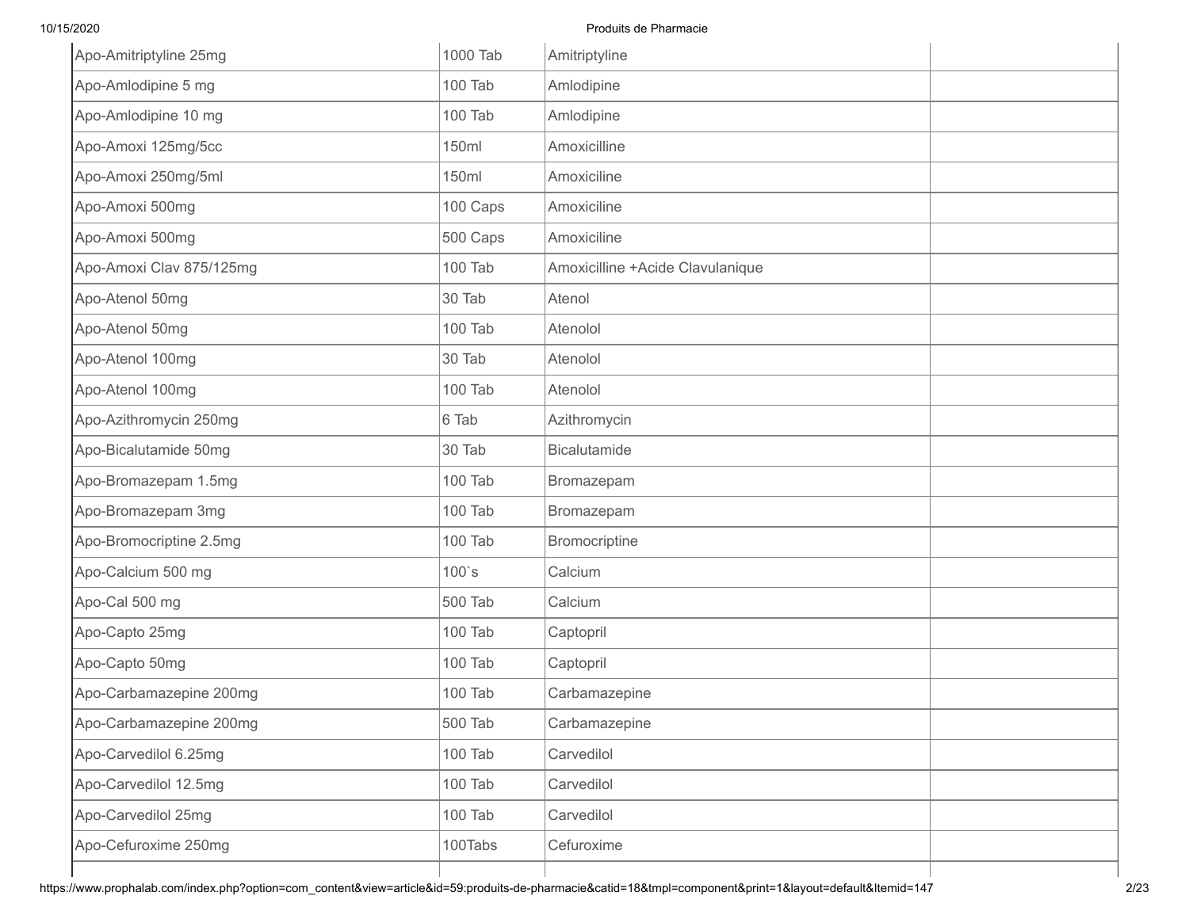| | | | |
|---|---|---|---|
| Apo-Amitriptyline 25mg | 1000 Tab | Amitriptyline | |
| Apo-Amlodipine 5 mg | 100 Tab | Amlodipine | |
| Apo-Amlodipine 10 mg | 100 Tab | Amlodipine | |
| Apo-Amoxi 125mg/5cc | 150ml | Amoxicilline | |
| Apo-Amoxi 250mg/5ml | 150ml | Amoxiciline | |
| Apo-Amoxi 500mg | 100 Caps | Amoxiciline | |
| Apo-Amoxi 500mg | 500 Caps | Amoxiciline | |
| Apo-Amoxi Clav 875/125mg | 100 Tab | Amoxicilline +Acide Clavulanique | |
| Apo-Atenol 50mg | 30 Tab | Atenol | |
| Apo-Atenol 50mg | 100 Tab | Atenolol | |
| Apo-Atenol 100mg | 30 Tab | Atenolol | |
| Apo-Atenol 100mg | 100 Tab | Atenolol | |
| Apo-Azithromycin 250mg | 6 Tab | Azithromycin | |
| Apo-Bicalutamide 50mg | 30 Tab | Bicalutamide | |
| Apo-Bromazepam 1.5mg | 100 Tab | Bromazepam | |
| Apo-Bromazepam 3mg | 100 Tab | Bromazepam | |
| Apo-Bromocriptine 2.5mg | 100 Tab | Bromocriptine | |
| Apo-Calcium 500 mg | 100`s | Calcium | |
| Apo-Cal 500 mg | 500 Tab | Calcium | |
| Apo-Capto 25mg | 100 Tab | Captopril | |
| Apo-Capto 50mg | 100 Tab | Captopril | |
| Apo-Carbamazepine 200mg | 100 Tab | Carbamazepine | |
| Apo-Carbamazepine 200mg | 500 Tab | Carbamazepine | |
| Apo-Carvedilol 6.25mg | 100 Tab | Carvedilol | |
| Apo-Carvedilol 12.5mg | 100 Tab | Carvedilol | |
| Apo-Carvedilol 25mg | 100 Tab | Carvedilol | |
| Apo-Cefuroxime 250mg | 100Tabs | Cefuroxime | |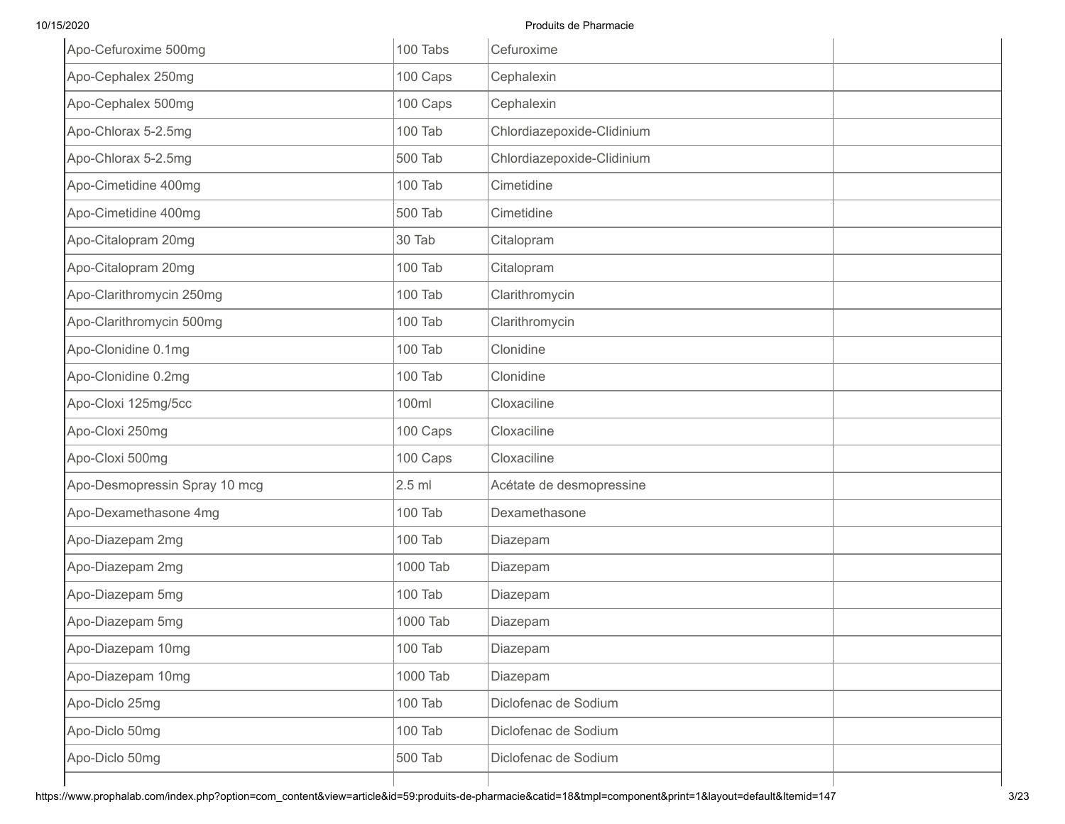| | | | |
|---|---|---|---|
| Apo-Cefuroxime 500mg | 100 Tabs | Cefuroxime | |
| Apo-Cephalex 250mg | 100 Caps | Cephalexin | |
| Apo-Cephalex 500mg | 100 Caps | Cephalexin | |
| Apo-Chlorax 5-2.5mg | 100 Tab | Chlordiazepoxide-Clidinium | |
| Apo-Chlorax 5-2.5mg | 500 Tab | Chlordiazepoxide-Clidinium | |
| Apo-Cimetidine 400mg | 100 Tab | Cimetidine | |
| Apo-Cimetidine 400mg | 500 Tab | Cimetidine | |
| Apo-Citalopram 20mg | 30 Tab | Citalopram | |
| Apo-Citalopram 20mg | 100 Tab | Citalopram | |
| Apo-Clarithromycin 250mg | 100 Tab | Clarithromycin | |
| Apo-Clarithromycin 500mg | 100 Tab | Clarithromycin | |
| Apo-Clonidine 0.1mg | 100 Tab | Clonidine | |
| Apo-Clonidine 0.2mg | 100 Tab | Clonidine | |
| Apo-Cloxi 125mg/5cc | 100ml | Cloxaciline | |
| Apo-Cloxi 250mg | 100 Caps | Cloxaciline | |
| Apo-Cloxi 500mg | 100 Caps | Cloxaciline | |
| Apo-Desmopressin Spray 10 mcg | 2.5 ml | Acétate de desmopressine | |
| Apo-Dexamethasone 4mg | 100 Tab | Dexamethasone | |
| Apo-Diazepam 2mg | 100 Tab | Diazepam | |
| Apo-Diazepam 2mg | 1000 Tab | Diazepam | |
| Apo-Diazepam 5mg | 100 Tab | Diazepam | |
| Apo-Diazepam 5mg | 1000 Tab | Diazepam | |
| Apo-Diazepam 10mg | 100 Tab | Diazepam | |
| Apo-Diazepam 10mg | 1000 Tab | Diazepam | |
| Apo-Diclo 25mg | 100 Tab | Diclofenac de Sodium | |
| Apo-Diclo 50mg | 100 Tab | Diclofenac de Sodium | |
| Apo-Diclo 50mg | 500 Tab | Diclofenac de Sodium | |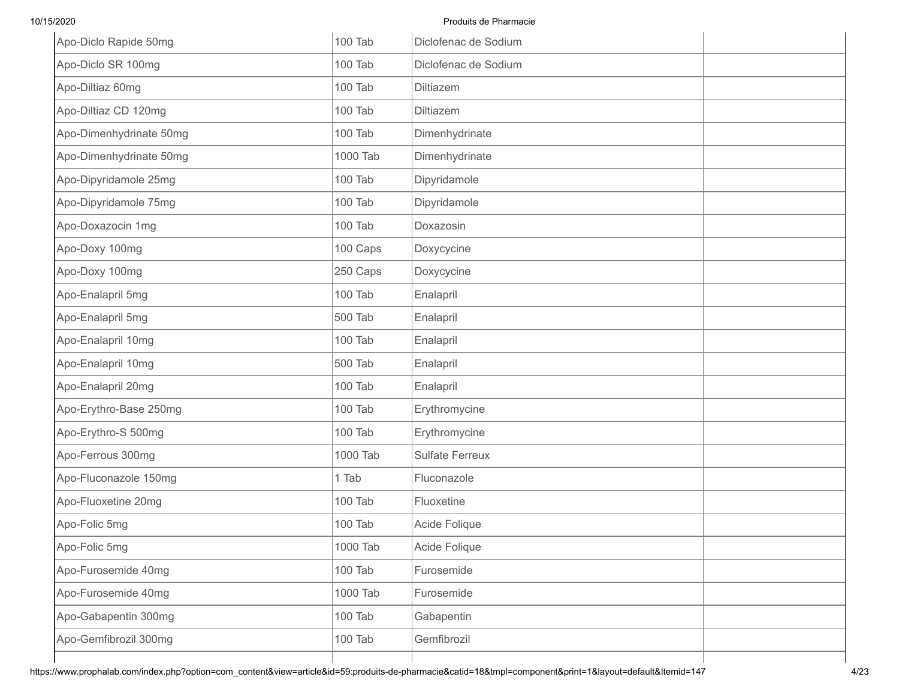| | | | |
|---|---|---|---|
| Apo-Diclo Rapide 50mg | 100 Tab | Diclofenac de Sodium | |
| Apo-Diclo SR 100mg | 100 Tab | Diclofenac de Sodium | |
| Apo-Diltiaz 60mg | 100 Tab | Diltiazem | |
| Apo-Diltiaz CD 120mg | 100 Tab | Diltiazem | |
| Apo-Dimenhydrinate 50mg | 100 Tab | Dimenhydrinate | |
| Apo-Dimenhydrinate 50mg | 1000 Tab | Dimenhydrinate | |
| Apo-Dipyridamole 25mg | 100 Tab | Dipyridamole | |
| Apo-Dipyridamole 75mg | 100 Tab | Dipyridamole | |
| Apo-Doxazocin 1mg | 100 Tab | Doxazosin | |
| Apo-Doxy 100mg | 100 Caps | Doxycycine | |
| Apo-Doxy 100mg | 250 Caps | Doxycycine | |
| Apo-Enalapril 5mg | 100 Tab | Enalapril | |
| Apo-Enalapril 5mg | 500 Tab | Enalapril | |
| Apo-Enalapril 10mg | 100 Tab | Enalapril | |
| Apo-Enalapril 10mg | 500 Tab | Enalapril | |
| Apo-Enalapril 20mg | 100 Tab | Enalapril | |
| Apo-Erythro-Base 250mg | 100 Tab | Erythromycine | |
| Apo-Erythro-S 500mg | 100 Tab | Erythromycine | |
| Apo-Ferrous 300mg | 1000 Tab | Sulfate Ferreux | |
| Apo-Fluconazole 150mg | 1 Tab | Fluconazole | |
| Apo-Fluoxetine 20mg | 100 Tab | Fluoxetine | |
| Apo-Folic 5mg | 100 Tab | Acide Folique | |
| Apo-Folic 5mg | 1000 Tab | Acide Folique | |
| Apo-Furosemide 40mg | 100 Tab | Furosemide | |
| Apo-Furosemide 40mg | 1000 Tab | Furosemide | |
| Apo-Gabapentin 300mg | 100 Tab | Gabapentin | |
| Apo-Gemfibrozil 300mg | 100 Tab | Gemfibrozil | |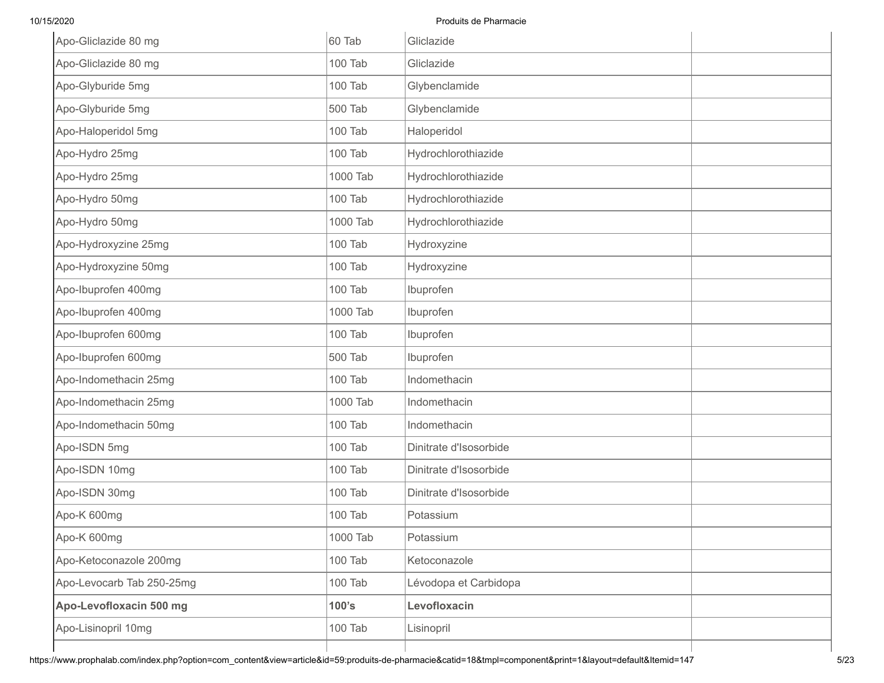| | | | |
|---|---|---|---|
| Apo-Gliclazide 80 mg | 60 Tab | Gliclazide | |
| Apo-Gliclazide 80 mg | 100 Tab | Gliclazide | |
| Apo-Glyburide 5mg | 100 Tab | Glybenclamide | |
| Apo-Glyburide 5mg | 500 Tab | Glybenclamide | |
| Apo-Haloperidol 5mg | 100 Tab | Haloperidol | |
| Apo-Hydro 25mg | 100 Tab | Hydrochlorothiazide | |
| Apo-Hydro 25mg | 1000 Tab | Hydrochlorothiazide | |
| Apo-Hydro 50mg | 100 Tab | Hydrochlorothiazide | |
| Apo-Hydro 50mg | 1000 Tab | Hydrochlorothiazide | |
| Apo-Hydroxyzine 25mg | 100 Tab | Hydroxyzine | |
| Apo-Hydroxyzine 50mg | 100 Tab | Hydroxyzine | |
| Apo-Ibuprofen 400mg | 100 Tab | Ibuprofen | |
| Apo-Ibuprofen 400mg | 1000 Tab | Ibuprofen | |
| Apo-Ibuprofen 600mg | 100 Tab | Ibuprofen | |
| Apo-Ibuprofen 600mg | 500 Tab | Ibuprofen | |
| Apo-Indomethacin 25mg | 100 Tab | Indomethacin | |
| Apo-Indomethacin 25mg | 1000 Tab | Indomethacin | |
| Apo-Indomethacin 50mg | 100 Tab | Indomethacin | |
| Apo-ISDN 5mg | 100 Tab | Dinitrate d'Isosorbide | |
| Apo-ISDN 10mg | 100 Tab | Dinitrate d'Isosorbide | |
| Apo-ISDN 30mg | 100 Tab | Dinitrate d'Isosorbide | |
| Apo-K 600mg | 100 Tab | Potassium | |
| Apo-K 600mg | 1000 Tab | Potassium | |
| Apo-Ketoconazole 200mg | 100 Tab | Ketoconazole | |
| Apo-Levocarb Tab 250-25mg | 100 Tab | Lévodopa et Carbidopa | |
| **Apo-Levofloxacin 500 mg** | **100's** | **Levofloxacin** | |
| Apo-Lisinopril 10mg | 100 Tab | Lisinopril | |
| | | | |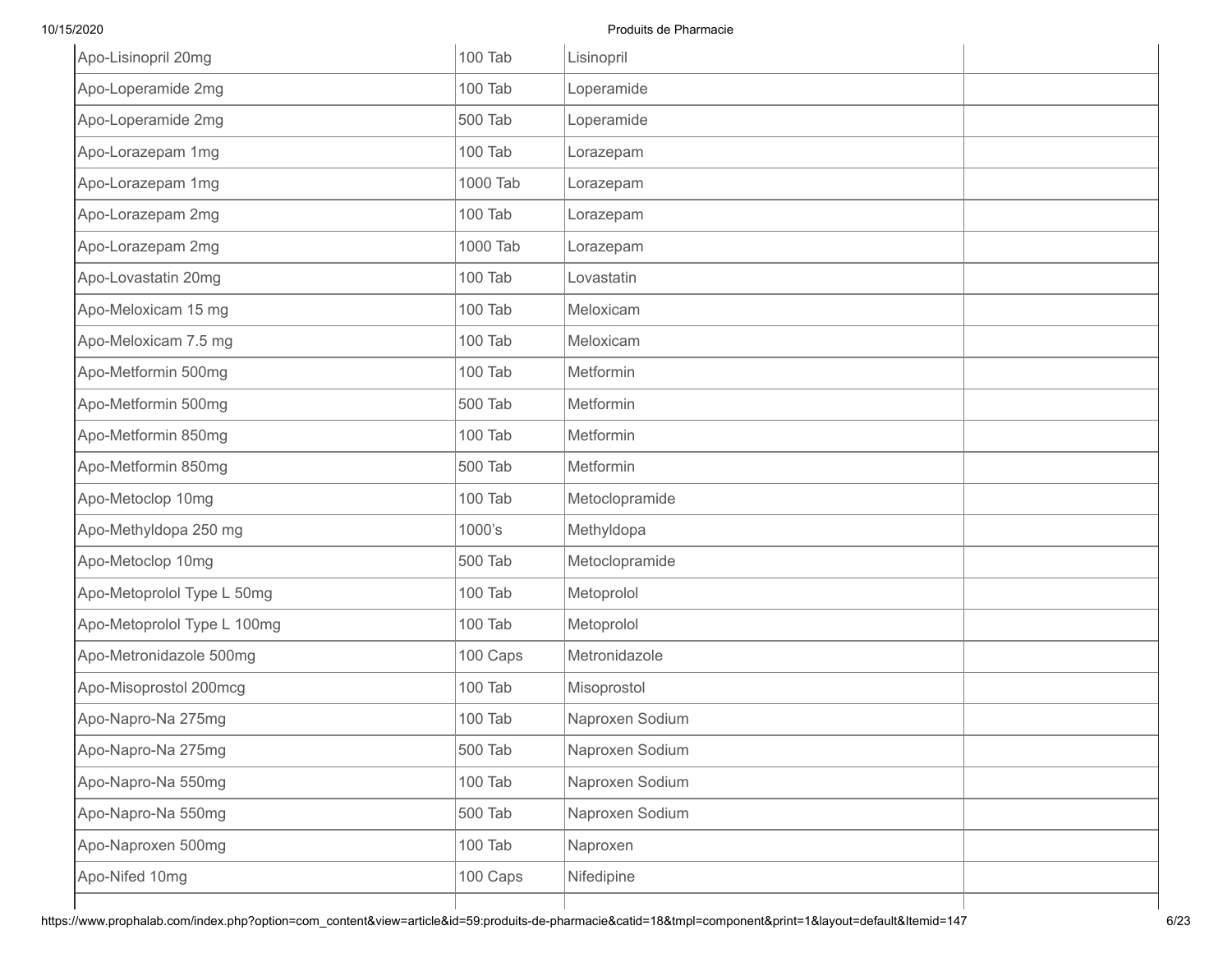| | | | |
|---|---|---|---|
| Apo-Lisinopril 20mg | 100 Tab | Lisinopril | |
| Apo-Loperamide 2mg | 100 Tab | Loperamide | |
| Apo-Loperamide 2mg | 500 Tab | Loperamide | |
| Apo-Lorazepam 1mg | 100 Tab | Lorazepam | |
| Apo-Lorazepam 1mg | 1000 Tab | Lorazepam | |
| Apo-Lorazepam 2mg | 100 Tab | Lorazepam | |
| Apo-Lorazepam 2mg | 1000 Tab | Lorazepam | |
| Apo-Lovastatin 20mg | 100 Tab | Lovastatin | |
| Apo-Meloxicam 15 mg | 100 Tab | Meloxicam | |
| Apo-Meloxicam 7.5 mg | 100 Tab | Meloxicam | |
| Apo-Metformin 500mg | 100 Tab | Metformin | |
| Apo-Metformin 500mg | 500 Tab | Metformin | |
| Apo-Metformin 850mg | 100 Tab | Metformin | |
| Apo-Metformin 850mg | 500 Tab | Metformin | |
| Apo-Metoclop 10mg | 100 Tab | Metoclopramide | |
| Apo-Methyldopa 250 mg | 1000's | Methyldopa | |
| Apo-Metoclop 10mg | 500 Tab | Metoclopramide | |
| Apo-Metoprolol Type L 50mg | 100 Tab | Metoprolol | |
| Apo-Metoprolol Type L 100mg | 100 Tab | Metoprolol | |
| Apo-Metronidazole 500mg | 100 Caps | Metronidazole | |
| Apo-Misoprostol 200mcg | 100 Tab | Misoprostol | |
| Apo-Napro-Na 275mg | 100 Tab | Naproxen Sodium | |
| Apo-Napro-Na 275mg | 500 Tab | Naproxen Sodium | |
| Apo-Napro-Na 550mg | 100 Tab | Naproxen Sodium | |
| Apo-Napro-Na 550mg | 500 Tab | Naproxen Sodium | |
| Apo-Naproxen 500mg | 100 Tab | Naproxen | |
| Apo-Nifed 10mg | 100 Caps | Nifedipine | |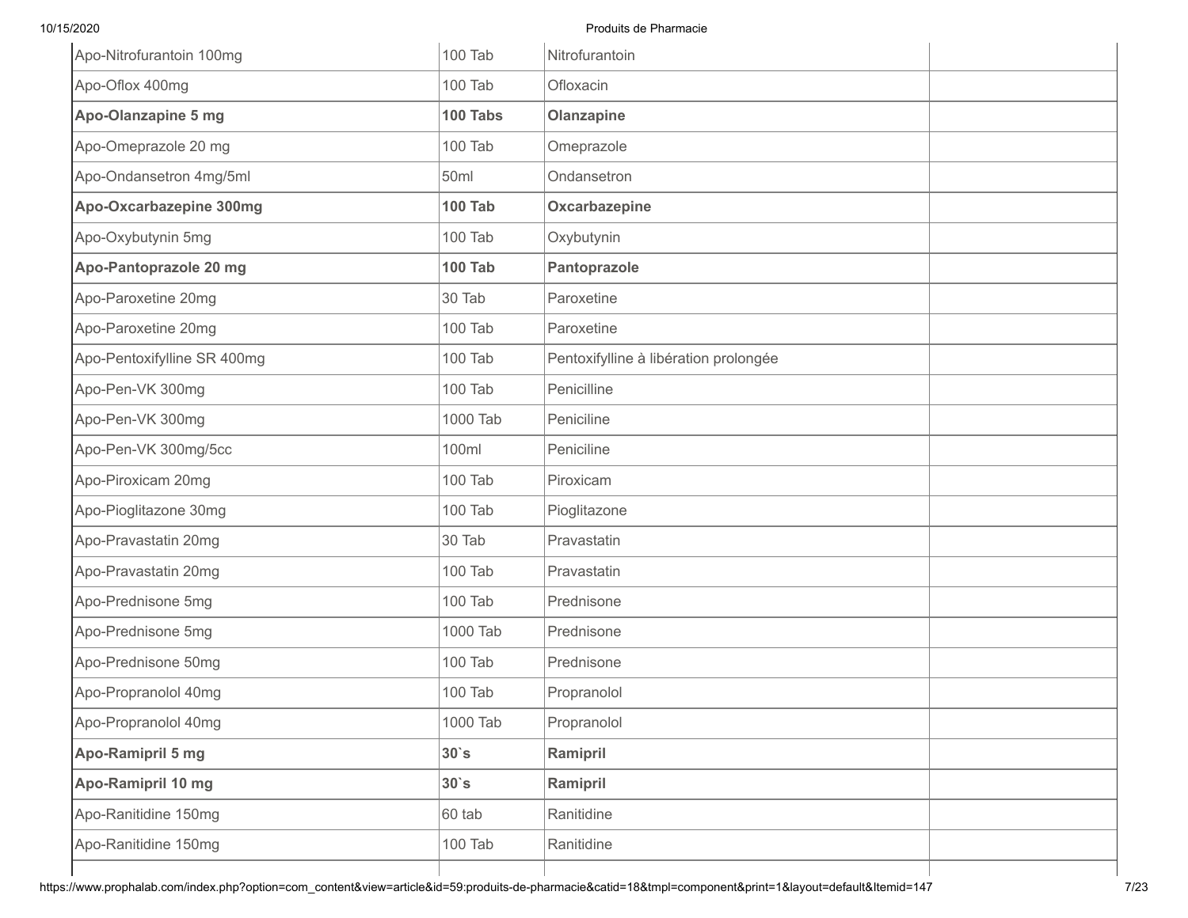| | | | |
|---|---|---|---|
| Apo-Nitrofurantoin 100mg | 100 Tab | Nitrofurantoin | |
| Apo-Oflox 400mg | 100 Tab | Ofloxacin | |
| **Apo-Olanzapine 5 mg** | **100 Tabs** | **Olanzapine** | |
| Apo-Omeprazole 20 mg | 100 Tab | Omeprazole | |
| Apo-Ondansetron 4mg/5ml | 50ml | Ondansetron | |
| **Apo-Oxcarbazepine 300mg** | **100 Tab** | **Oxcarbazepine** | |
| Apo-Oxybutynin 5mg | 100 Tab | Oxybutynin | |
| **Apo-Pantoprazole 20 mg** | **100 Tab** | **Pantoprazole** | |
| Apo-Paroxetine 20mg | 30 Tab | Paroxetine | |
| Apo-Paroxetine 20mg | 100 Tab | Paroxetine | |
| Apo-Pentoxifylline SR 400mg | 100 Tab | Pentoxifylline à libération prolongée | |
| Apo-Pen-VK 300mg | 100 Tab | Penicilline | |
| Apo-Pen-VK 300mg | 1000 Tab | Peniciline | |
| Apo-Pen-VK 300mg/5cc | 100ml | Peniciline | |
| Apo-Piroxicam 20mg | 100 Tab | Piroxicam | |
| Apo-Pioglitazone 30mg | 100 Tab | Pioglitazone | |
| Apo-Pravastatin 20mg | 30 Tab | Pravastatin | |
| Apo-Pravastatin 20mg | 100 Tab | Pravastatin | |
| Apo-Prednisone 5mg | 100 Tab | Prednisone | |
| Apo-Prednisone 5mg | 1000 Tab | Prednisone | |
| Apo-Prednisone 50mg | 100 Tab | Prednisone | |
| Apo-Propranolol 40mg | 100 Tab | Propranolol | |
| Apo-Propranolol 40mg | 1000 Tab | Propranolol | |
| **Apo-Ramipril 5 mg** | **30`s** | **Ramipril** | |
| **Apo-Ramipril 10 mg** | **30`s** | **Ramipril** | |
| Apo-Ranitidine 150mg | 60 tab | Ranitidine | |
| Apo-Ranitidine 150mg | 100 Tab | Ranitidine | |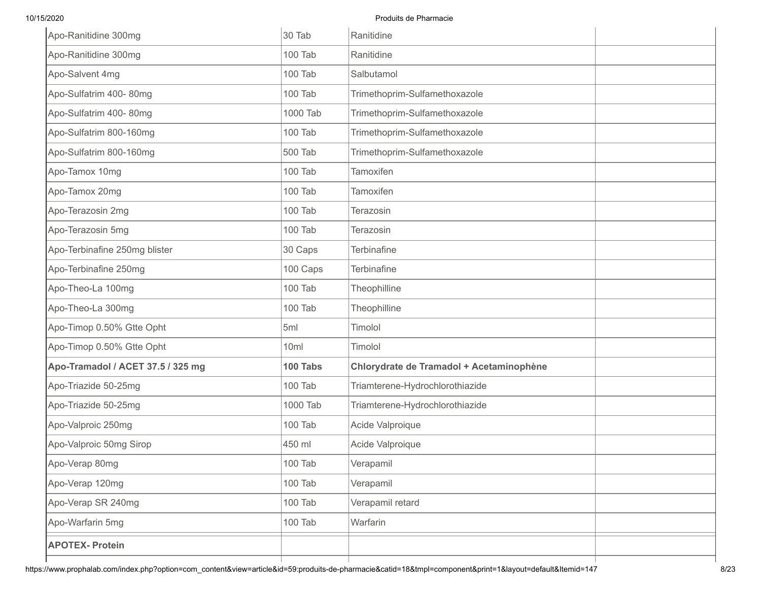| | | | |
|---|---|---|---|
| Apo-Ranitidine 300mg | 30 Tab | Ranitidine | |
| Apo-Ranitidine 300mg | 100 Tab | Ranitidine | |
| Apo-Salvent 4mg | 100 Tab | Salbutamol | |
| Apo-Sulfatrim 400- 80mg | 100 Tab | Trimethoprim-Sulfamethoxazole | |
| Apo-Sulfatrim 400- 80mg | 1000 Tab | Trimethoprim-Sulfamethoxazole | |
| Apo-Sulfatrim 800-160mg | 100 Tab | Trimethoprim-Sulfamethoxazole | |
| Apo-Sulfatrim 800-160mg | 500 Tab | Trimethoprim-Sulfamethoxazole | |
| Apo-Tamox 10mg | 100 Tab | Tamoxifen | |
| Apo-Tamox 20mg | 100 Tab | Tamoxifen | |
| Apo-Terazosin 2mg | 100 Tab | Terazosin | |
| Apo-Terazosin 5mg | 100 Tab | Terazosin | |
| Apo-Terbinafine 250mg blister | 30 Caps | Terbinafine | |
| Apo-Terbinafine 250mg | 100 Caps | Terbinafine | |
| Apo-Theo-La 100mg | 100 Tab | Theophilline | |
| Apo-Theo-La 300mg | 100 Tab | Theophilline | |
| Apo-Timop 0.50% Gtte Opht | 5ml | Timolol | |
| Apo-Timop 0.50% Gtte Opht | 10ml | Timolol | |
| **Apo-Tramadol / ACET 37.5 / 325 mg** | **100 Tabs** | **Chlorydrate de Tramadol + Acetaminophène** | |
| Apo-Triazide 50-25mg | 100 Tab | Triamterene-Hydrochlorothiazide | |
| Apo-Triazide 50-25mg | 1000 Tab | Triamterene-Hydrochlorothiazide | |
| Apo-Valproic 250mg | 100 Tab | Acide Valproique | |
| Apo-Valproic 50mg Sirop | 450 ml | Acide Valproique | |
| Apo-Verap 80mg | 100 Tab | Verapamil | |
| Apo-Verap 120mg | 100 Tab | Verapamil | |
| Apo-Verap SR 240mg | 100 Tab | Verapamil retard | |
| Apo-Warfarin 5mg | 100 Tab | Warfarin | |
| **APOTEX- Protein** | | | |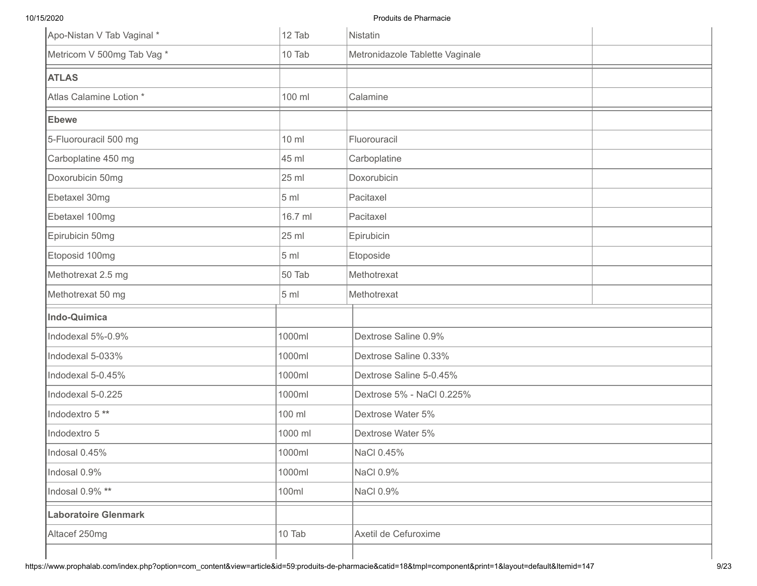| | | | |
|---|---|---|---|
| Apo-Nistan V Tab Vaginal * | 12 Tab | Nistatin | |
| Metricom V 500mg Tab Vag * | 10 Tab | Metronidazole Tablette Vaginale | |
| **ATLAS** | | | |
| Atlas Calamine Lotion * | 100 ml | Calamine | |
| **Ebewe** | | | |
| 5-Fluorouracil 500 mg | 10 ml | Fluorouracil | |
| Carboplatine 450 mg | 45 ml | Carboplatine | |
| Doxorubicin 50mg | 25 ml | Doxorubicin | |
| Ebetaxel 30mg | 5 ml | Pacitaxel | |
| Ebetaxel 100mg | 16.7 ml | Pacitaxel | |
| Epirubicin 50mg | 25 ml | Epirubicin | |
| Etoposid 100mg | 5 ml | Etoposide | |
| Methotrexat 2.5 mg | 50 Tab | Methotrexat | |
| Methotrexat 50 mg | 5 ml | Methotrexat | |

| | | |
|---|---|---|
| **Indo-Quimica** | | |
| Indodexal 5%-0.9% | 1000ml | Dextrose Saline 0.9% |
| Indodexal 5-033% | 1000ml | Dextrose Saline 0.33% |
| Indodexal 5-0.45% | 1000ml | Dextrose Saline 5-0.45% |
| Indodexal 5-0.225 | 1000ml | Dextrose 5% - NaCl 0.225% |
| Indodextro 5 ** | 100 ml | Dextrose Water 5% |
| Indodextro 5 | 1000 ml | Dextrose Water 5% |
| Indosal 0.45% | 1000ml | NaCl 0.45% |
| Indosal 0.9% | 1000ml | NaCl 0.9% |
| Indosal 0.9% ** | 100ml | NaCl 0.9% |
| **Laboratoire Glenmark** | | |
| Altacef 250mg | 10 Tab | Axetil de Cefuroxime |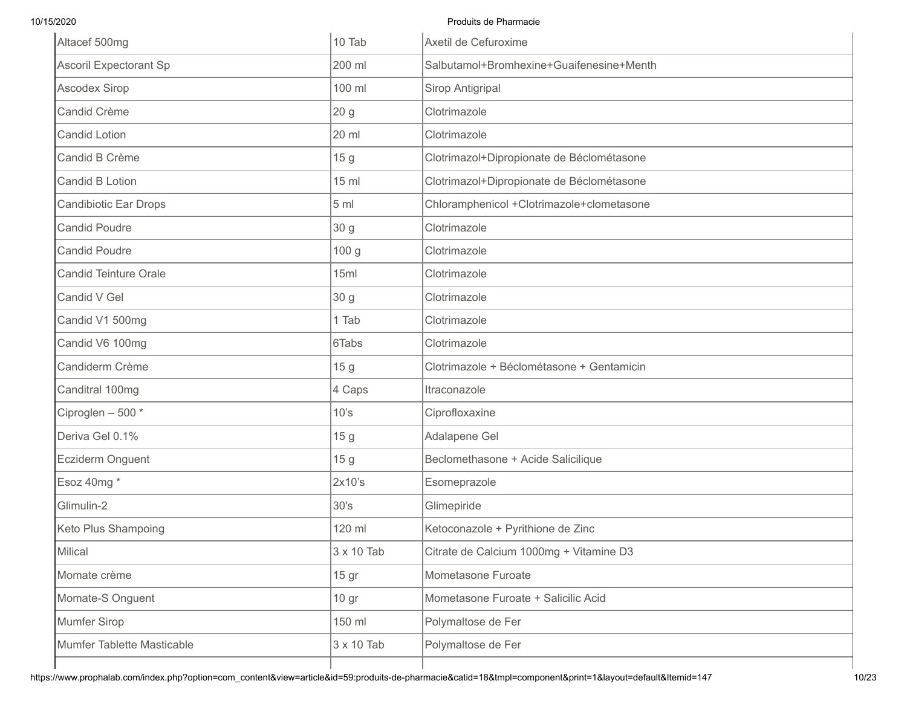| Altacef 500mg | 10 Tab | Axetil de Cefuroxime |
|---|---|---|
| Ascoril Expectorant Sp | 200 ml | Salbutamol+Bromhexine+Guaifenesine+Menth |
| Ascodex Sirop | 100 ml | Sirop Antigripal |
| Candid Crème | 20 g | Clotrimazole |
| Candid Lotion | 20 ml | Clotrimazole |
| Candid B Crème | 15 g | Clotrimazol+Dipropionate de Béclométasone |
| Candid B Lotion | 15 ml | Clotrimazol+Dipropionate de Béclométasone |
| Candibiotic Ear Drops | 5 ml | Chloramphenicol +Clotrimazole+clometasone |
| Candid Poudre | 30 g | Clotrimazole |
| Candid Poudre | 100 g | Clotrimazole |
| Candid Teinture Orale | 15ml | Clotrimazole |
| Candid V Gel | 30 g | Clotrimazole |
| Candid V1 500mg | 1 Tab | Clotrimazole |
| Candid V6 100mg | 6Tabs | Clotrimazole |
| Candiderm Crème | 15 g | Clotrimazole + Béclométasone + Gentamicin |
| Canditral 100mg | 4 Caps | Itraconazole |
| Ciproglen – 500 * | 10’s | Ciprofloxaxine |
| Deriva Gel 0.1% | 15 g | Adalapene Gel |
| Ecziderm Onguent | 15 g | Beclomethasone + Acide Salicilique |
| Esoz 40mg * | 2x10’s | Esomeprazole |
| Glimulin-2 | 30's | Glimepiride |
| Keto Plus Shampoing | 120 ml | Ketoconazole + Pyrithione de Zinc |
| Milical | 3 x 10 Tab | Citrate de Calcium 1000mg + Vitamine D3 |
| Momate crème | 15 gr | Mometasone Furoate |
| Momate-S Onguent | 10 gr | Mometasone Furoate + Salicilic Acid |
| Mumfer Sirop | 150 ml | Polymaltose de Fer |
| Mumfer Tablette Masticable | 3 x 10 Tab | Polymaltose de Fer |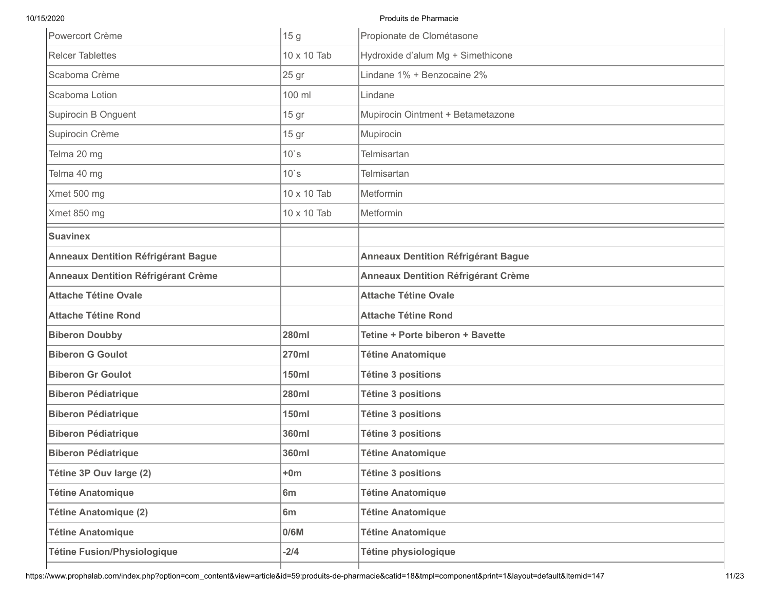| | | |
|---|---|---|
| Powercort Crème | 15 g | Propionate de Clométasone |
| Relcer Tablettes | 10 x 10 Tab | Hydroxide d'alum Mg + Simethicone |
| Scaboma Crème | 25 gr | Lindane 1% + Benzocaine 2% |
| Scaboma Lotion | 100 ml | Lindane |
| Supirocin B Onguent | 15 gr | Mupirocin Ointment + Betametazone |
| Supirocin Crème | 15 gr | Mupirocin |
| Telma 20 mg | 10`s | Telmisartan |
| Telma 40 mg | 10`s | Telmisartan |
| Xmet 500 mg | 10 x 10 Tab | Metformin |
| Xmet 850 mg | 10 x 10 Tab | Metformin |

| | | |
|---|---|---|
| **Suavinex** | | |
| **Anneaux Dentition Réfrigérant Bague** | | **Anneaux Dentition Réfrigérant Bague** |
| **Anneaux Dentition Réfrigérant Crème** | | **Anneaux Dentition Réfrigérant Crème** |
| **Attache Tétine Ovale** | | **Attache Tétine Ovale** |
| **Attache Tétine Rond** | | **Attache Tétine Rond** |
| **Biberon Doubby** | **280ml** | **Tetine + Porte biberon + Bavette** |
| **Biberon G Goulot** | **270ml** | **Tétine Anatomique** |
| **Biberon Gr Goulot** | **150ml** | **Tétine 3 positions** |
| **Biberon Pédiatrique** | **280ml** | **Tétine 3 positions** |
| **Biberon Pédiatrique** | **150ml** | **Tétine 3 positions** |
| **Biberon Pédiatrique** | **360ml** | **Tétine 3 positions** |
| **Biberon Pédiatrique** | **360ml** | **Tétine Anatomique** |
| **Tétine 3P Ouv large (2)** | **+0m** | **Tétine 3 positions** |
| **Tétine Anatomique** | **6m** | **Tétine Anatomique** |
| **Tétine Anatomique (2)** | **6m** | **Tétine Anatomique** |
| **Tétine Anatomique** | **0/6M** | **Tétine Anatomique** |
| **Tétine Fusion/Physiologique** | **-2/4** | **Tétine physiologique** |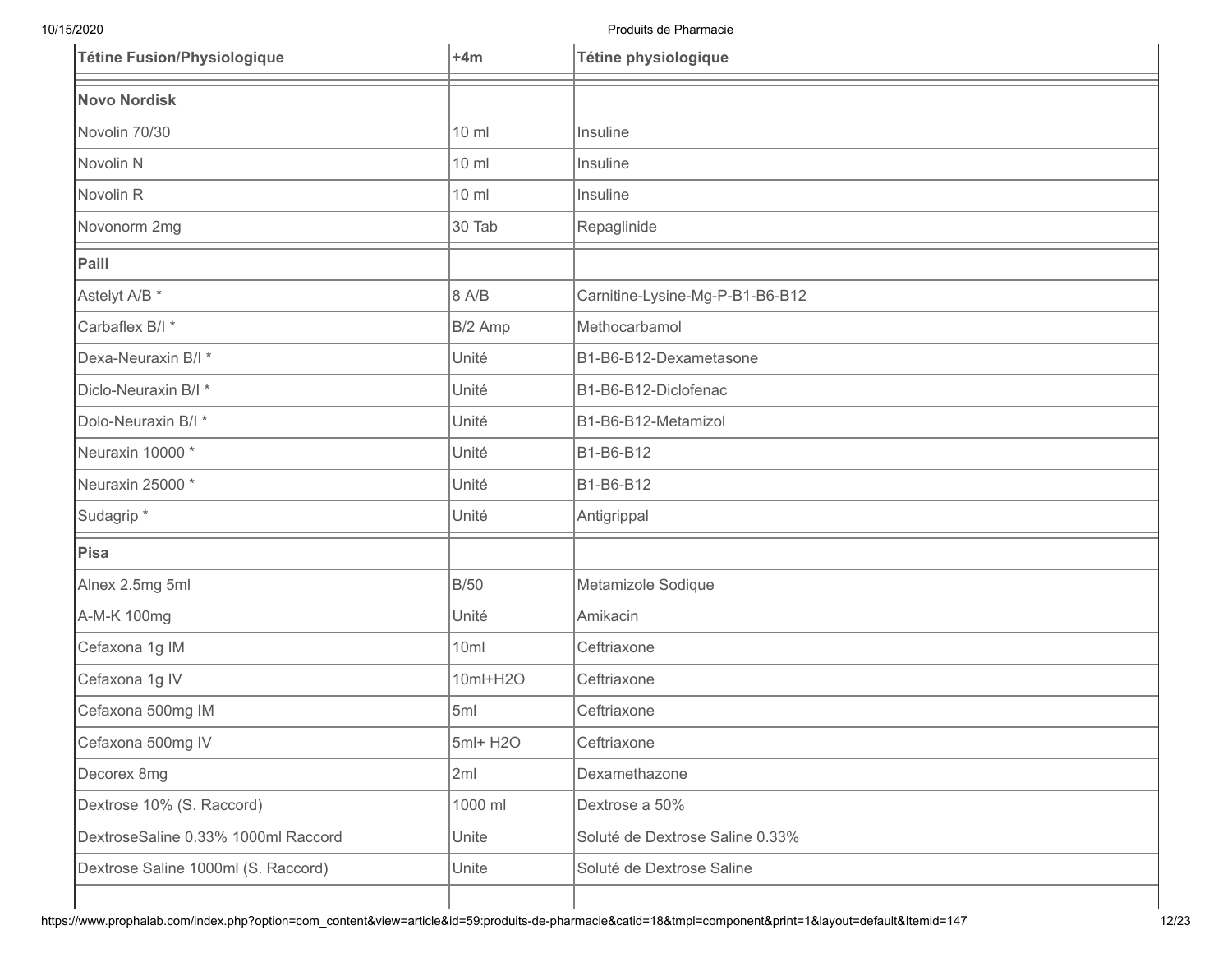| Tétine Fusion/Physiologique | +4m | Tétine physiologique |
|---|---|---|
| **Novo Nordisk** | | |
| Novolin 70/30 | 10 ml | Insuline |
| Novolin N | 10 ml | Insuline |
| Novolin R | 10 ml | Insuline |
| Novonorm 2mg | 30 Tab | Repaglinide |
| **Paill** | | |
| Astelyt A/B * | 8 A/B | Carnitine-Lysine-Mg-P-B1-B6-B12 |
| Carbaflex B/I * | B/2 Amp | Methocarbamol |
| Dexa-Neuraxin B/I * | Unité | B1-B6-B12-Dexametasone |
| Diclo-Neuraxin B/I * | Unité | B1-B6-B12-Diclofenac |
| Dolo-Neuraxin B/I * | Unité | B1-B6-B12-Metamizol |
| Neuraxin 10000 * | Unité | B1-B6-B12 |
| Neuraxin 25000 * | Unité | B1-B6-B12 |
| Sudagrip * | Unité | Antigrippal |
| **Pisa** | | |
| Alnex 2.5mg 5ml | B/50 | Metamizole Sodique |
| A-M-K 100mg | Unité | Amikacin |
| Cefaxona 1g IM | 10ml | Ceftriaxone |
| Cefaxona 1g IV | 10ml+H2O | Ceftriaxone |
| Cefaxona 500mg IM | 5ml | Ceftriaxone |
| Cefaxona 500mg IV | 5ml+ H2O | Ceftriaxone |
| Decorex 8mg | 2ml | Dexamethazone |
| Dextrose 10% (S. Raccord) | 1000 ml | Dextrose a 50% |
| DextroseSaline 0.33% 1000ml Raccord | Unite | Soluté de Dextrose Saline 0.33% |
| Dextrose Saline 1000ml (S. Raccord) | Unite | Soluté de Dextrose Saline |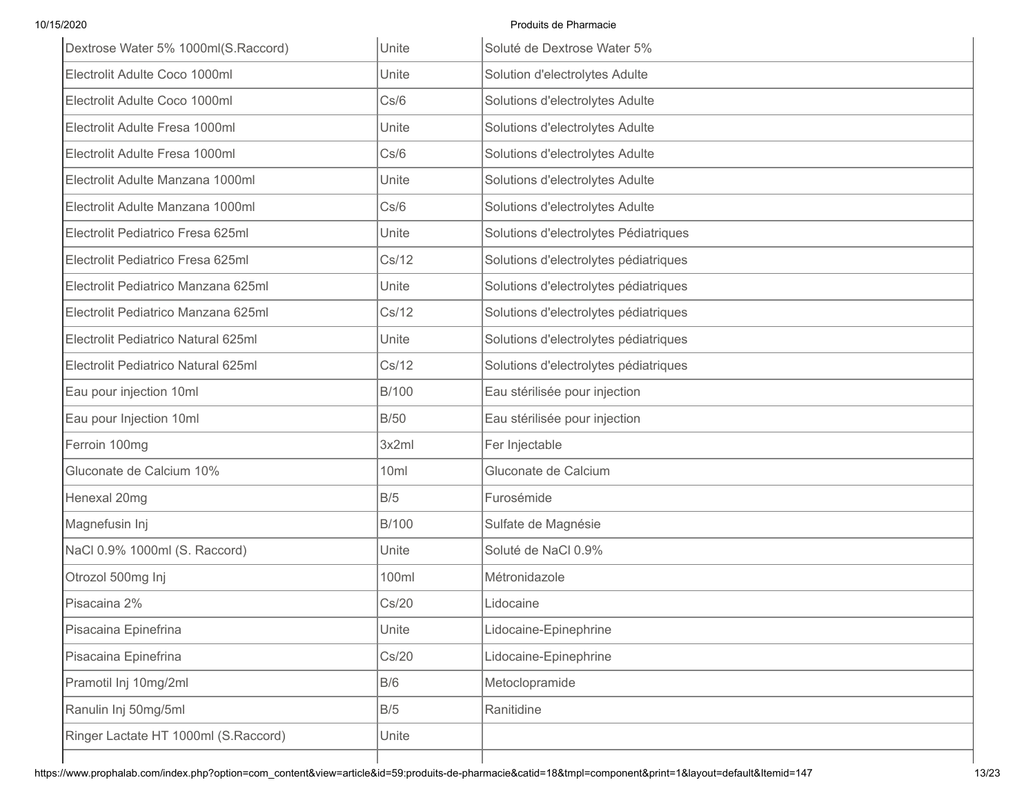| | | |
|---|---|---|
| Dextrose Water 5% 1000ml(S.Raccord) | Unite | Soluté de Dextrose Water 5% |
| Electrolit Adulte Coco 1000ml | Unite | Solution d'electrolytes Adulte |
| Electrolit Adulte Coco 1000ml | Cs/6 | Solutions d'electrolytes Adulte |
| Electrolit Adulte Fresa 1000ml | Unite | Solutions d'electrolytes Adulte |
| Electrolit Adulte Fresa 1000ml | Cs/6 | Solutions d'electrolytes Adulte |
| Electrolit Adulte Manzana 1000ml | Unite | Solutions d'electrolytes Adulte |
| Electrolit Adulte Manzana 1000ml | Cs/6 | Solutions d'electrolytes Adulte |
| Electrolit Pediatrico Fresa 625ml | Unite | Solutions d'electrolytes Pédiatriques |
| Electrolit Pediatrico Fresa 625ml | Cs/12 | Solutions d'electrolytes pédiatriques |
| Electrolit Pediatrico Manzana 625ml | Unite | Solutions d'electrolytes pédiatriques |
| Electrolit Pediatrico Manzana 625ml | Cs/12 | Solutions d'electrolytes pédiatriques |
| Electrolit Pediatrico Natural 625ml | Unite | Solutions d'electrolytes pédiatriques |
| Electrolit Pediatrico Natural 625ml | Cs/12 | Solutions d'electrolytes pédiatriques |
| Eau pour injection 10ml | B/100 | Eau stérilisée pour injection |
| Eau pour Injection 10ml | B/50 | Eau stérilisée pour injection |
| Ferroin 100mg | 3x2ml | Fer Injectable |
| Gluconate de Calcium 10% | 10ml | Gluconate de Calcium |
| Henexal 20mg | B/5 | Furosémide |
| Magnefusin Inj | B/100 | Sulfate de Magnésie |
| NaCl 0.9% 1000ml (S. Raccord) | Unite | Soluté de NaCl 0.9% |
| Otrozol 500mg Inj | 100ml | Métronidazole |
| Pisacaina 2% | Cs/20 | Lidocaine |
| Pisacaina Epinefrina | Unite | Lidocaine-Epinephrine |
| Pisacaina Epinefrina | Cs/20 | Lidocaine-Epinephrine |
| Pramotil Inj 10mg/2ml | B/6 | Metoclopramide |
| Ranulin Inj 50mg/5ml | B/5 | Ranitidine |
| Ringer Lactate HT 1000ml (S.Raccord) | Unite | |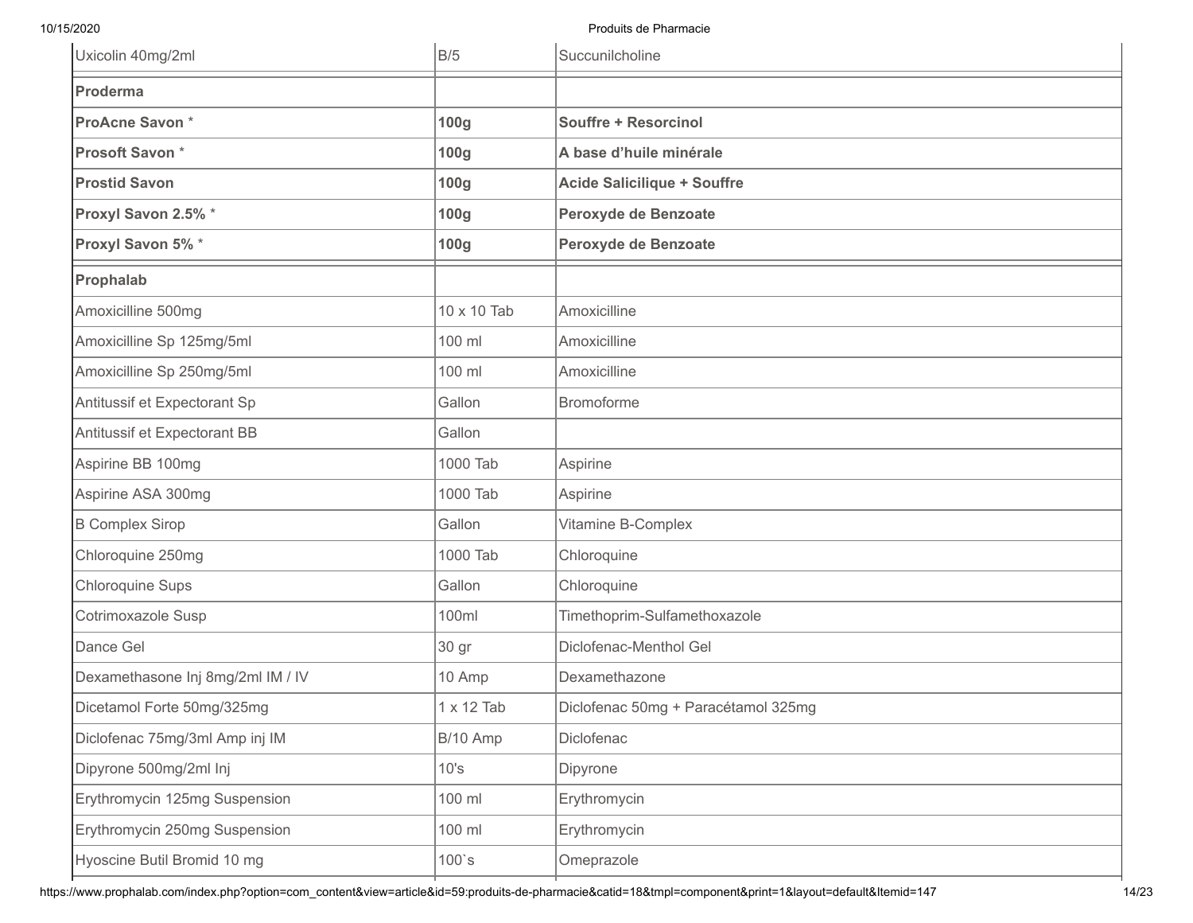| Uxicolin 40mg/2ml | B/5 | Succunilcholine |
|---|---|---|
| **Proderma** | | |
| **ProAcne Savon** * | **100g** | **Souffre + Resorcinol** |
| **Prosoft Savon** * | **100g** | **A base d'huile minérale** |
| **Prostid Savon** | **100g** | **Acide Salicilique + Souffre** |
| **Proxyl Savon 2.5%** * | **100g** | **Peroxyde de Benzoate** |
| **Proxyl Savon 5%** * | **100g** | **Peroxyde de Benzoate** |
| **Prophalab** | | |
| Amoxicilline 500mg | 10 x 10 Tab | Amoxicilline |
| Amoxicilline Sp 125mg/5ml | 100 ml | Amoxicilline |
| Amoxicilline Sp 250mg/5ml | 100 ml | Amoxicilline |
| Antitussif et Expectorant Sp | Gallon | Bromoforme |
| Antitussif et Expectorant BB | Gallon | |
| Aspirine BB 100mg | 1000 Tab | Aspirine |
| Aspirine ASA 300mg | 1000 Tab | Aspirine |
| B Complex Sirop | Gallon | Vitamine B-Complex |
| Chloroquine 250mg | 1000 Tab | Chloroquine |
| Chloroquine Sups | Gallon | Chloroquine |
| Cotrimoxazole Susp | 100ml | Timethoprim-Sulfamethoxazole |
| Dance Gel | 30 gr | Diclofenac-Menthol Gel |
| Dexamethasone Inj 8mg/2ml IM / IV | 10 Amp | Dexamethazone |
| Dicetamol Forte 50mg/325mg | 1 x 12 Tab | Diclofenac 50mg + Paracétamol 325mg |
| Diclofenac 75mg/3ml Amp inj IM | B/10 Amp | Diclofenac |
| Dipyrone 500mg/2ml Inj | 10's | Dipyrone |
| Erythromycin 125mg Suspension | 100 ml | Erythromycin |
| Erythromycin 250mg Suspension | 100 ml | Erythromycin |
| Hyoscine Butil Bromid 10 mg | 100`s | Omeprazole |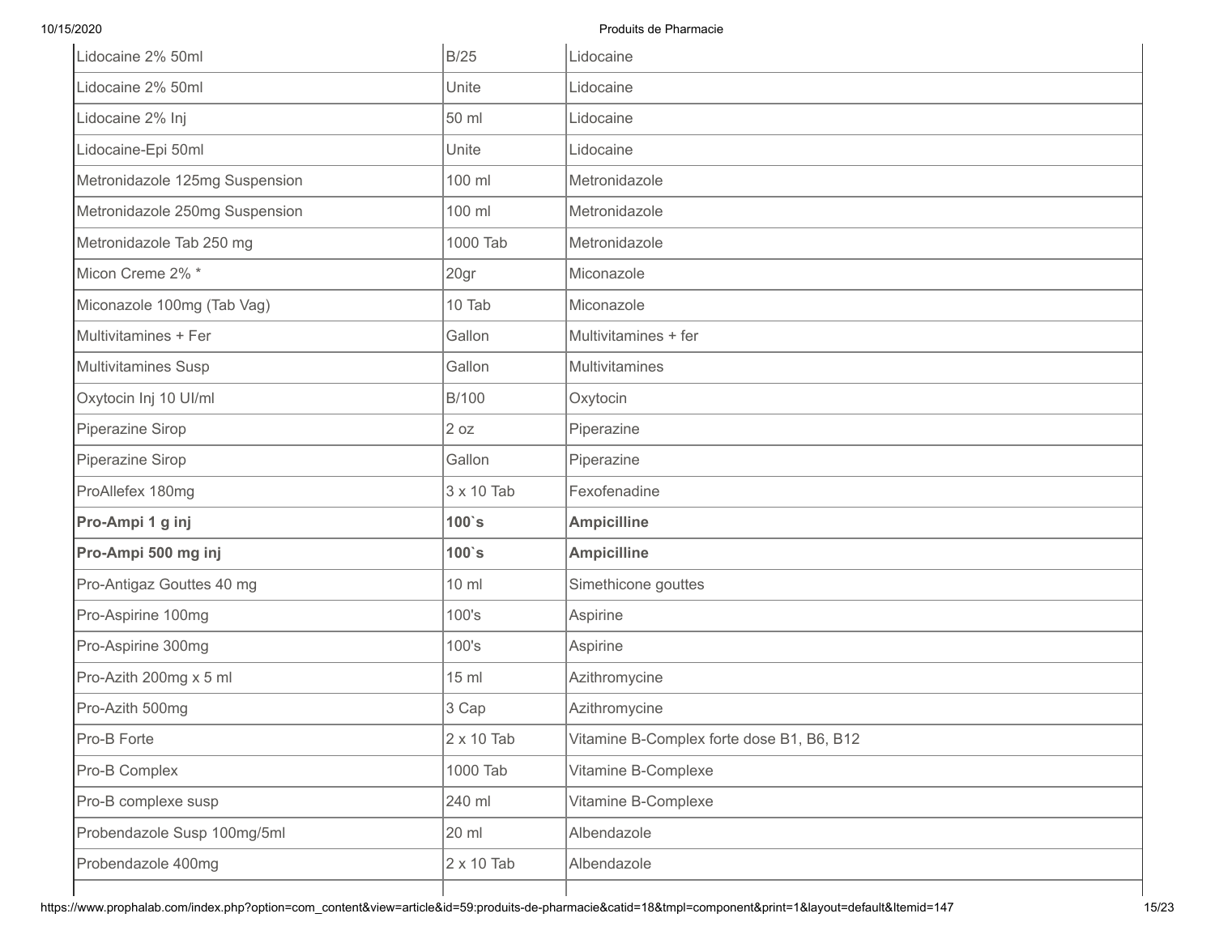| | | |
|---|---|---|
| Lidocaine 2% 50ml | B/25 | Lidocaine |
| Lidocaine 2% 50ml | Unite | Lidocaine |
| Lidocaine 2% Inj | 50 ml | Lidocaine |
| Lidocaine-Epi 50ml | Unite | Lidocaine |
| Metronidazole 125mg Suspension | 100 ml | Metronidazole |
| Metronidazole 250mg Suspension | 100 ml | Metronidazole |
| Metronidazole Tab 250 mg | 1000 Tab | Metronidazole |
| Micon Creme 2% * | 20gr | Miconazole |
| Miconazole 100mg (Tab Vag) | 10 Tab | Miconazole |
| Multivitamines + Fer | Gallon | Multivitamines + fer |
| Multivitamines Susp | Gallon | Multivitamines |
| Oxytocin Inj 10 UI/ml | B/100 | Oxytocin |
| Piperazine Sirop | 2 oz | Piperazine |
| Piperazine Sirop | Gallon | Piperazine |
| ProAllefex 180mg | 3 x 10 Tab | Fexofenadine |
| **Pro-Ampi 1 g inj** | **100`s** | **Ampicilline** |
| **Pro-Ampi 500 mg inj** | **100`s** | **Ampicilline** |
| Pro-Antigaz Gouttes 40 mg | 10 ml | Simethicone gouttes |
| Pro-Aspirine 100mg | 100's | Aspirine |
| Pro-Aspirine 300mg | 100's | Aspirine |
| Pro-Azith 200mg x 5 ml | 15 ml | Azithromycine |
| Pro-Azith 500mg | 3 Cap | Azithromycine |
| Pro-B Forte | 2 x 10 Tab | Vitamine B-Complex forte dose B1, B6, B12 |
| Pro-B Complex | 1000 Tab | Vitamine B-Complexe |
| Pro-B complexe susp | 240 ml | Vitamine B-Complexe |
| Probendazole Susp 100mg/5ml | 20 ml | Albendazole |
| Probendazole 400mg | 2 x 10 Tab | Albendazole |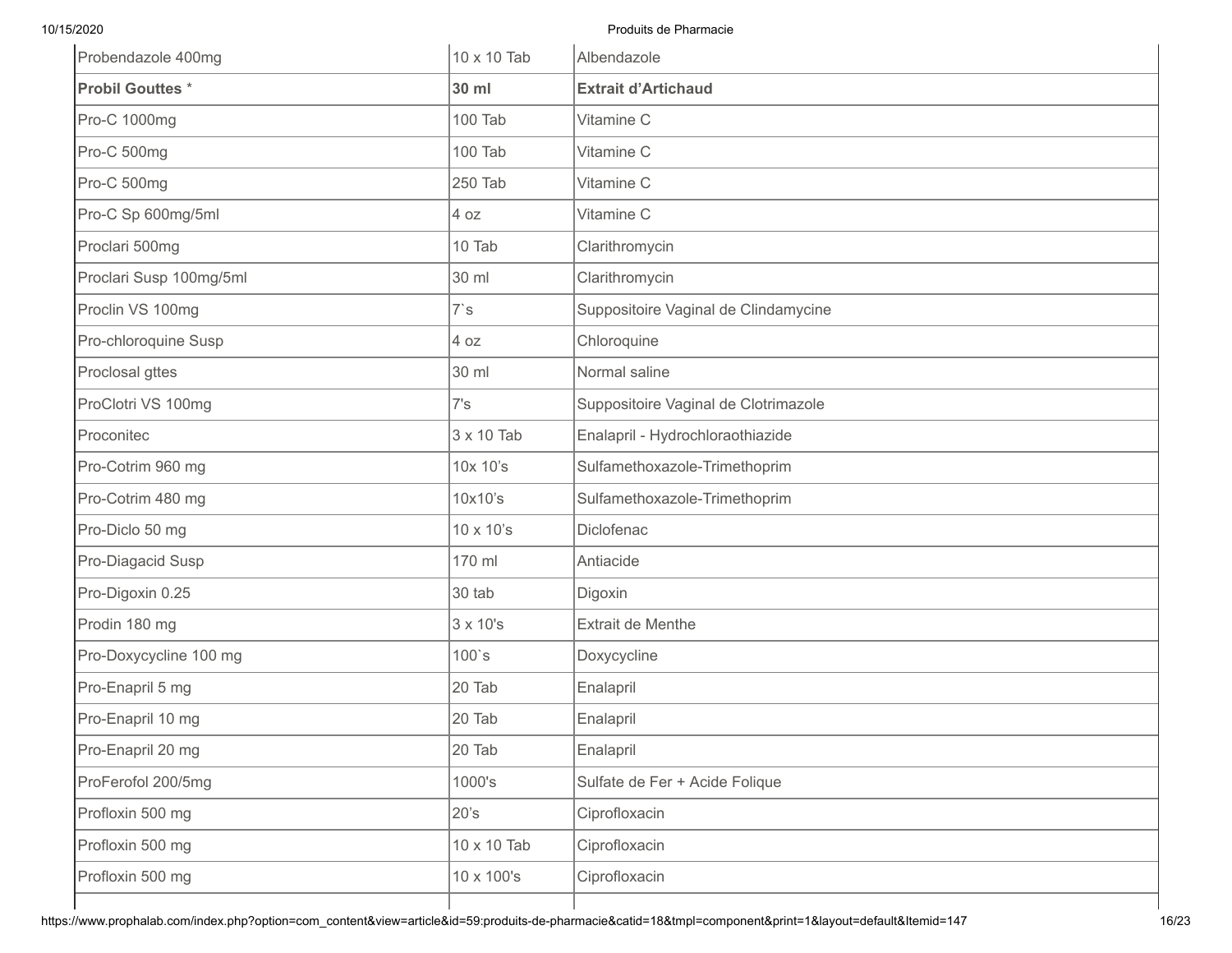| | | |
|---|---|---|
| Probendazole 400mg | 10 x 10 Tab | Albendazole |
| **Probil Gouttes** * | **30 ml** | **Extrait d'Artichaud** |
| Pro-C 1000mg | 100 Tab | Vitamine C |
| Pro-C 500mg | 100 Tab | Vitamine C |
| Pro-C 500mg | 250 Tab | Vitamine C |
| Pro-C Sp 600mg/5ml | 4 oz | Vitamine C |
| Proclari 500mg | 10 Tab | Clarithromycin |
| Proclari Susp 100mg/5ml | 30 ml | Clarithromycin |
| Proclin VS 100mg | 7`s | Suppositoire Vaginal de Clindamycine |
| Pro-chloroquine Susp | 4 oz | Chloroquine |
| Proclosal gttes | 30 ml | Normal saline |
| ProClotri VS 100mg | 7's | Suppositoire Vaginal de Clotrimazole |
| Proconitec | 3 x 10 Tab | Enalapril - Hydrochloraothiazide |
| Pro-Cotrim 960 mg | 10x 10's | Sulfamethoxazole-Trimethoprim |
| Pro-Cotrim 480 mg | 10x10's | Sulfamethoxazole-Trimethoprim |
| Pro-Diclo 50 mg | 10 x 10's | Diclofenac |
| Pro-Diagacid Susp | 170 ml | Antiacide |
| Pro-Digoxin 0.25 | 30 tab | Digoxin |
| Prodin 180 mg | 3 x 10's | Extrait de Menthe |
| Pro-Doxycycline 100 mg | 100`s | Doxycycline |
| Pro-Enapril 5 mg | 20 Tab | Enalapril |
| Pro-Enapril 10 mg | 20 Tab | Enalapril |
| Pro-Enapril 20 mg | 20 Tab | Enalapril |
| ProFerofol 200/5mg | 1000's | Sulfate de Fer + Acide Folique |
| Profloxin 500 mg | 20's | Ciprofloxacin |
| Profloxin 500 mg | 10 x 10 Tab | Ciprofloxacin |
| Profloxin 500 mg | 10 x 100's | Ciprofloxacin |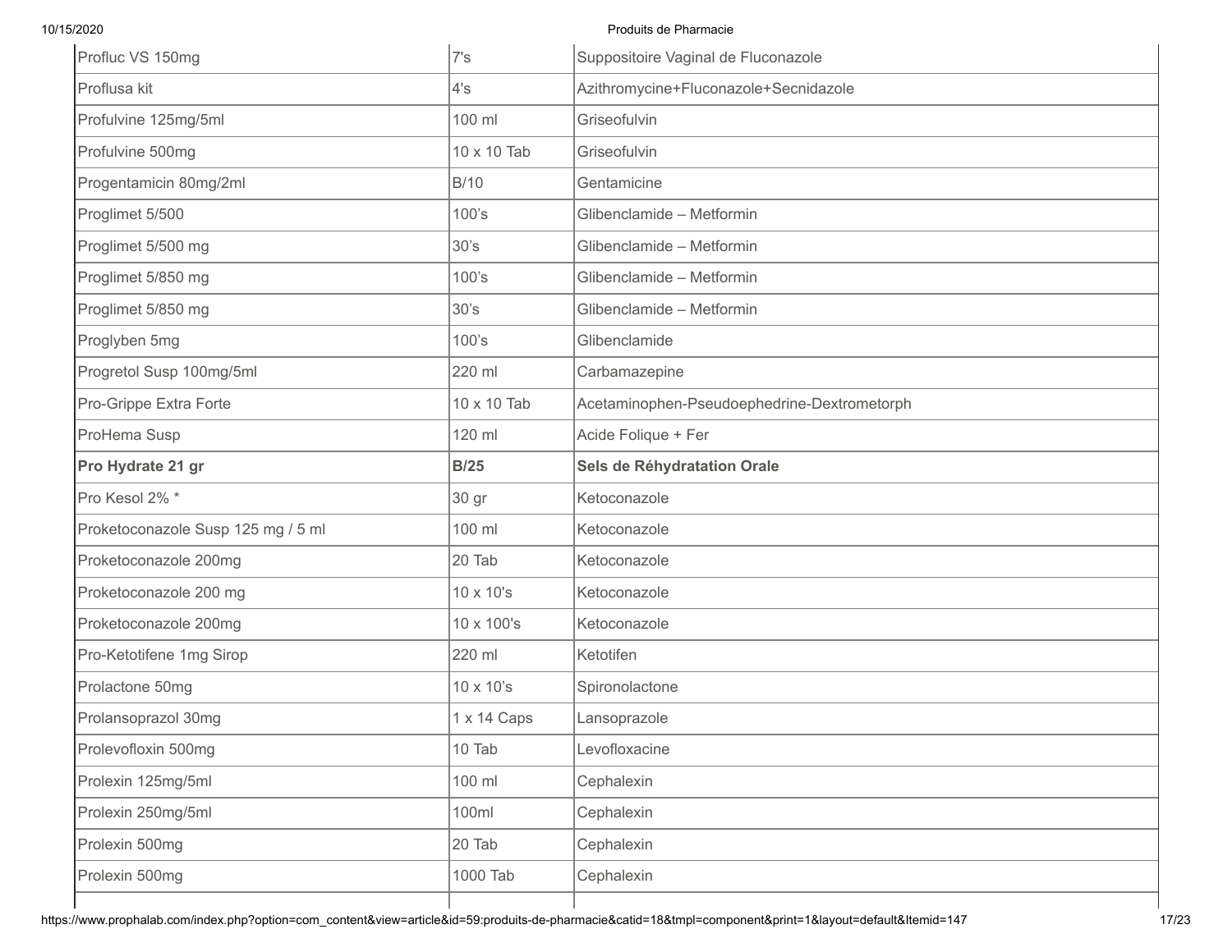| Profluc VS 150mg | 7's | Suppositoire Vaginal de Fluconazole |
|---|---|---|
| Proflusa kit | 4's | Azithromycine+Fluconazole+Secnidazole |
| Profulvine 125mg/5ml | 100 ml | Griseofulvin |
| Profulvine 500mg | 10 x 10 Tab | Griseofulvin |
| Progentamicin 80mg/2ml | B/10 | Gentamicine |
| Proglimet 5/500 | 100’s | Glibenclamide – Metformin |
| Proglimet 5/500 mg | 30’s | Glibenclamide – Metformin |
| Proglimet 5/850 mg | 100’s | Glibenclamide – Metformin |
| Proglimet 5/850 mg | 30’s | Glibenclamide – Metformin |
| Proglyben 5mg | 100’s | Glibenclamide |
| Progretol Susp 100mg/5ml | 220 ml | Carbamazepine |
| Pro-Grippe Extra Forte | 10 x 10 Tab | Acetaminophen-Pseudoephedrine-Dextrometorph |
| ProHema Susp | 120 ml | Acide Folique + Fer |
| **Pro Hydrate 21 gr** | **B/25** | **Sels de Réhydratation Orale** |
| Pro Kesol 2% * | 30 gr | Ketoconazole |
| Proketoconazole Susp 125 mg / 5 ml | 100 ml | Ketoconazole |
| Proketoconazole 200mg | 20 Tab | Ketoconazole |
| Proketoconazole 200 mg | 10 x 10's | Ketoconazole |
| Proketoconazole 200mg | 10 x 100's | Ketoconazole |
| Pro-Ketotifene 1mg Sirop | 220 ml | Ketotifen |
| Prolactone 50mg | 10 x 10’s | Spironolactone |
| Prolansoprazol 30mg | 1 x 14 Caps | Lansoprazole |
| Prolevofloxin 500mg | 10 Tab | Levofloxacine |
| Prolexin 125mg/5ml | 100 ml | Cephalexin |
| Prolexin 250mg/5ml | 100ml | Cephalexin |
| Prolexin 500mg | 20 Tab | Cephalexin |
| Prolexin 500mg | 1000 Tab | Cephalexin |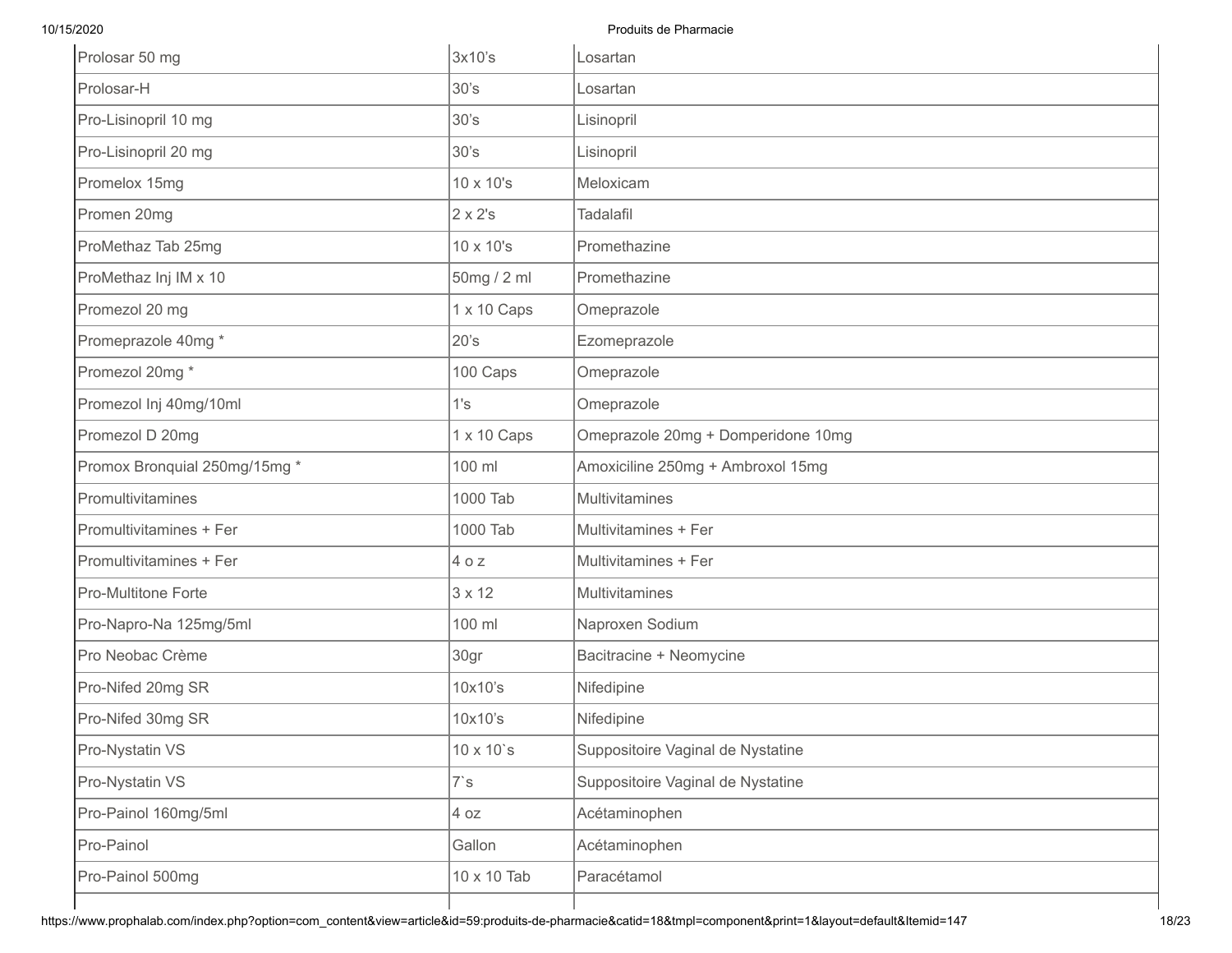| Prolosar 50 mg | 3x10’s | Losartan |
|---|---|---|
| Prolosar-H | 30’s | Losartan |
| Pro-Lisinopril 10 mg | 30’s | Lisinopril |
| Pro-Lisinopril 20 mg | 30’s | Lisinopril |
| Promelox 15mg | 10 x 10's | Meloxicam |
| Promen 20mg | 2 x 2's | Tadalafil |
| ProMethaz Tab 25mg | 10 x 10's | Promethazine |
| ProMethaz Inj IM x 10 | 50mg / 2 ml | Promethazine |
| Promezol 20 mg | 1 x 10 Caps | Omeprazole |
| Promeprazole 40mg * | 20’s | Ezomeprazole |
| Promezol 20mg * | 100 Caps | Omeprazole |
| Promezol Inj 40mg/10ml | 1's | Omeprazole |
| Promezol D 20mg | 1 x 10 Caps | Omeprazole 20mg + Domperidone 10mg |
| Promox Bronquial 250mg/15mg * | 100 ml | Amoxiciline 250mg + Ambroxol 15mg |
| Promultivitamines | 1000 Tab | Multivitamines |
| Promultivitamines + Fer | 1000 Tab | Multivitamines + Fer |
| Promultivitamines + Fer | 4 o z | Multivitamines + Fer |
| Pro-Multitone Forte | 3 x 12 | Multivitamines |
| Pro-Napro-Na 125mg/5ml | 100 ml | Naproxen Sodium |
| Pro Neobac Crème | 30gr | Bacitracine + Neomycine |
| Pro-Nifed 20mg SR | 10x10’s | Nifedipine |
| Pro-Nifed 30mg SR | 10x10’s | Nifedipine |
| Pro-Nystatin VS | 10 x 10`s | Suppositoire Vaginal de Nystatine |
| Pro-Nystatin VS | 7`s | Suppositoire Vaginal de Nystatine |
| Pro-Painol 160mg/5ml | 4 oz | Acétaminophen |
| Pro-Painol | Gallon | Acétaminophen |
| Pro-Painol 500mg | 10 x 10 Tab | Paracétamol |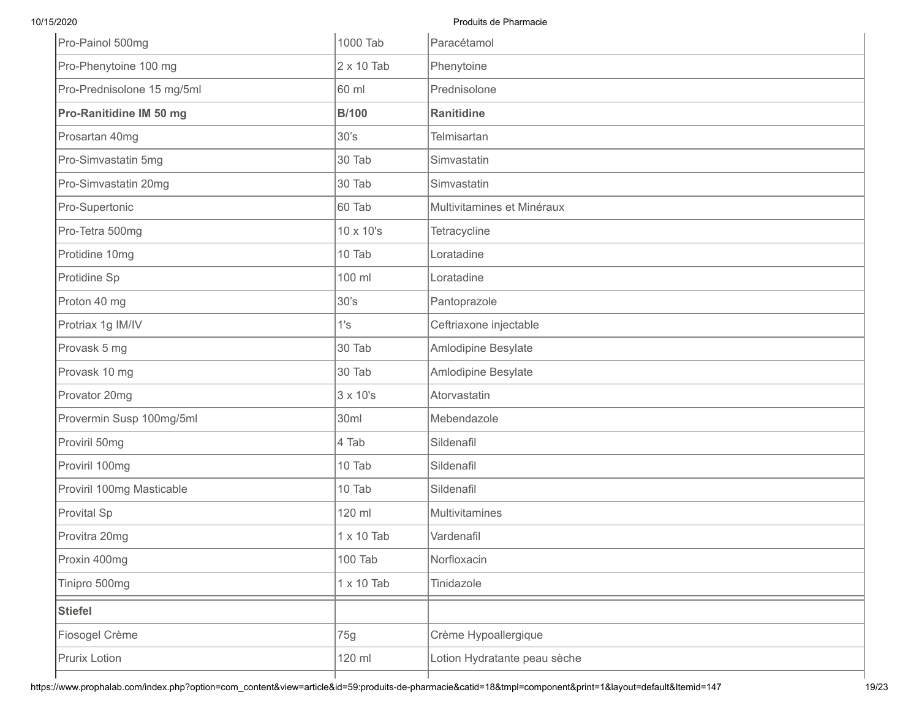| Pro-Painol 500mg | 1000 Tab | Paracétamol |
|---|---|---|
| Pro-Phenytoine 100 mg | 2 x 10 Tab | Phenytoine |
| Pro-Prednisolone 15 mg/5ml | 60 ml | Prednisolone |
| **Pro-Ranitidine IM 50 mg** | **B/100** | **Ranitidine** |
| Prosartan 40mg | 30’s | Telmisartan |
| Pro-Simvastatin 5mg | 30 Tab | Simvastatin |
| Pro-Simvastatin 20mg | 30 Tab | Simvastatin |
| Pro-Supertonic | 60 Tab | Multivitamines et Minéraux |
| Pro-Tetra 500mg | 10 x 10's | Tetracycline |
| Protidine 10mg | 10 Tab | Loratadine |
| Protidine Sp | 100 ml | Loratadine |
| Proton 40 mg | 30’s | Pantoprazole |
| Protriax 1g IM/IV | 1's | Ceftriaxone injectable |
| Provask 5 mg | 30 Tab | Amlodipine Besylate |
| Provask 10 mg | 30 Tab | Amlodipine Besylate |
| Provator 20mg | 3 x 10's | Atorvastatin |
| Provermin Susp 100mg/5ml | 30ml | Mebendazole |
| Proviril 50mg | 4 Tab | Sildenafil |
| Proviril 100mg | 10 Tab | Sildenafil |
| Proviril 100mg Masticable | 10 Tab | Sildenafil |
| Provital Sp | 120 ml | Multivitamines |
| Provitra 20mg | 1 x 10 Tab | Vardenafil |
| Proxin 400mg | 100 Tab | Norfloxacin |
| Tinipro 500mg | 1 x 10 Tab | Tinidazole |

| **Stiefel** | | |
|---|---|---|
| Fiosogel Crème | 75g | Crème Hypoallergique |
| Prurix Lotion | 120 ml | Lotion Hydratante peau sèche |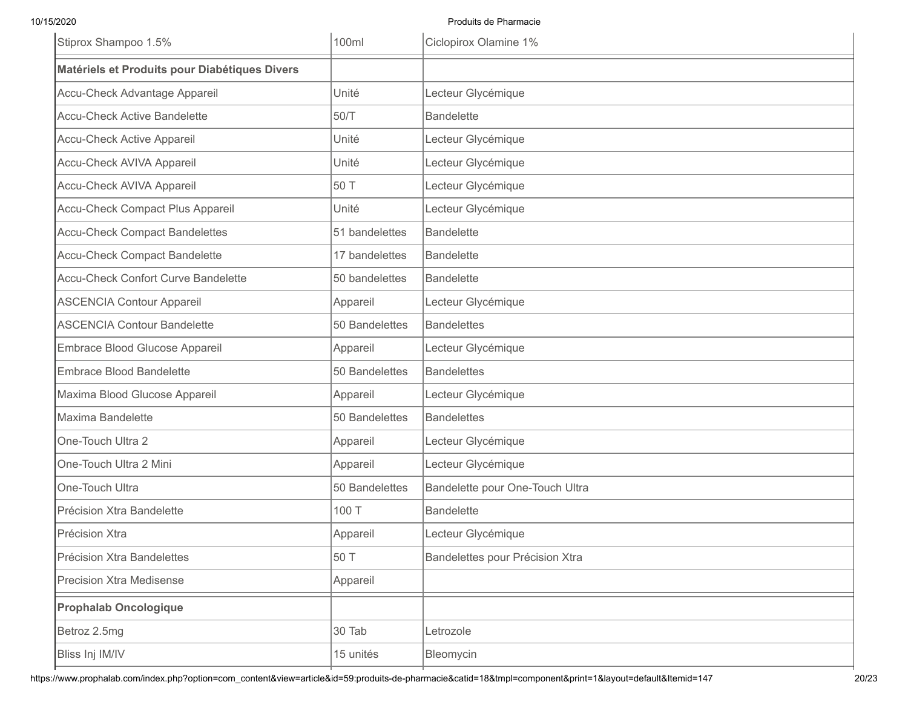| | | |
|---|---|---|
| Stiprox Shampoo 1.5% | 100ml | Ciclopirox Olamine 1% |
| **Matériels et Produits pour Diabétiques Divers** | | |
| Accu-Check Advantage Appareil | Unité | Lecteur Glycémique |
| Accu-Check Active Bandelette | 50/T | Bandelette |
| Accu-Check Active Appareil | Unité | Lecteur Glycémique |
| Accu-Check AVIVA Appareil | Unité | Lecteur Glycémique |
| Accu-Check AVIVA Appareil | 50 T | Lecteur Glycémique |
| Accu-Check Compact Plus Appareil | Unité | Lecteur Glycémique |
| Accu-Check Compact Bandelettes | 51 bandelettes | Bandelette |
| Accu-Check Compact Bandelette | 17 bandelettes | Bandelette |
| Accu-Check Confort Curve Bandelette | 50 bandelettes | Bandelette |
| ASCENCIA Contour Appareil | Appareil | Lecteur Glycémique |
| ASCENCIA Contour Bandelette | 50 Bandelettes | Bandelettes |
| Embrace Blood Glucose Appareil | Appareil | Lecteur Glycémique |
| Embrace Blood Bandelette | 50 Bandelettes | Bandelettes |
| Maxima Blood Glucose Appareil | Appareil | Lecteur Glycémique |
| Maxima Bandelette | 50 Bandelettes | Bandelettes |
| One-Touch Ultra 2 | Appareil | Lecteur Glycémique |
| One-Touch Ultra 2 Mini | Appareil | Lecteur Glycémique |
| One-Touch Ultra | 50 Bandelettes | Bandelette pour One-Touch Ultra |
| Précision Xtra Bandelette | 100 T | Bandelette |
| Précision Xtra | Appareil | Lecteur Glycémique |
| Précision Xtra Bandelettes | 50 T | Bandelettes pour Précision Xtra |
| Precision Xtra Medisense | Appareil | |
| **Prophalab Oncologique** | | |
| Betroz 2.5mg | 30 Tab | Letrozole |
| Bliss Inj IM/IV | 15 unités | Bleomycin |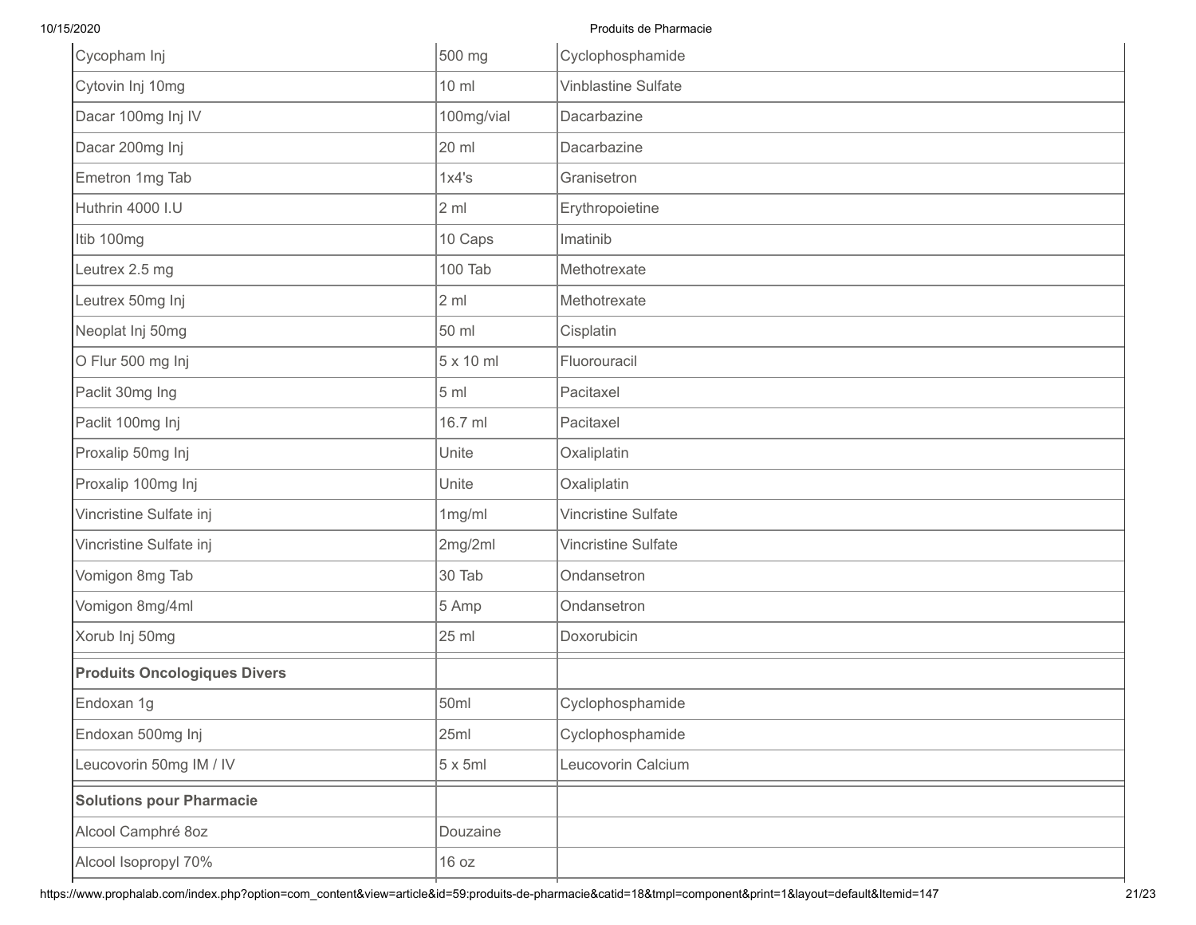| | | |
|---|---|---|
| Cycopham Inj | 500 mg | Cyclophosphamide |
| Cytovin Inj 10mg | 10 ml | Vinblastine Sulfate |
| Dacar 100mg Inj IV | 100mg/vial | Dacarbazine |
| Dacar 200mg Inj | 20 ml | Dacarbazine |
| Emetron 1mg Tab | 1x4's | Granisetron |
| Huthrin 4000 I.U | 2 ml | Erythropoietine |
| Itib 100mg | 10 Caps | Imatinib |
| Leutrex 2.5 mg | 100 Tab | Methotrexate |
| Leutrex 50mg Inj | 2 ml | Methotrexate |
| Neoplat Inj 50mg | 50 ml | Cisplatin |
| O Flur 500 mg Inj | 5 x 10 ml | Fluorouracil |
| Paclit 30mg Ing | 5 ml | Pacitaxel |
| Paclit 100mg Inj | 16.7 ml | Pacitaxel |
| Proxalip 50mg Inj | Unite | Oxaliplatin |
| Proxalip 100mg Inj | Unite | Oxaliplatin |
| Vincristine Sulfate inj | 1mg/ml | Vincristine Sulfate |
| Vincristine Sulfate inj | 2mg/2ml | Vincristine Sulfate |
| Vomigon 8mg Tab | 30 Tab | Ondansetron |
| Vomigon 8mg/4ml | 5 Amp | Ondansetron |
| Xorub Inj 50mg | 25 ml | Doxorubicin |
| **Produits Oncologiques Divers** | | |
| Endoxan 1g | 50ml | Cyclophosphamide |
| Endoxan 500mg Inj | 25ml | Cyclophosphamide |
| Leucovorin 50mg IM / IV | 5 x 5ml | Leucovorin Calcium |
| **Solutions pour Pharmacie** | | |
| Alcool Camphré 8oz | Douzaine | |
| Alcool Isopropyl 70% | 16 oz | |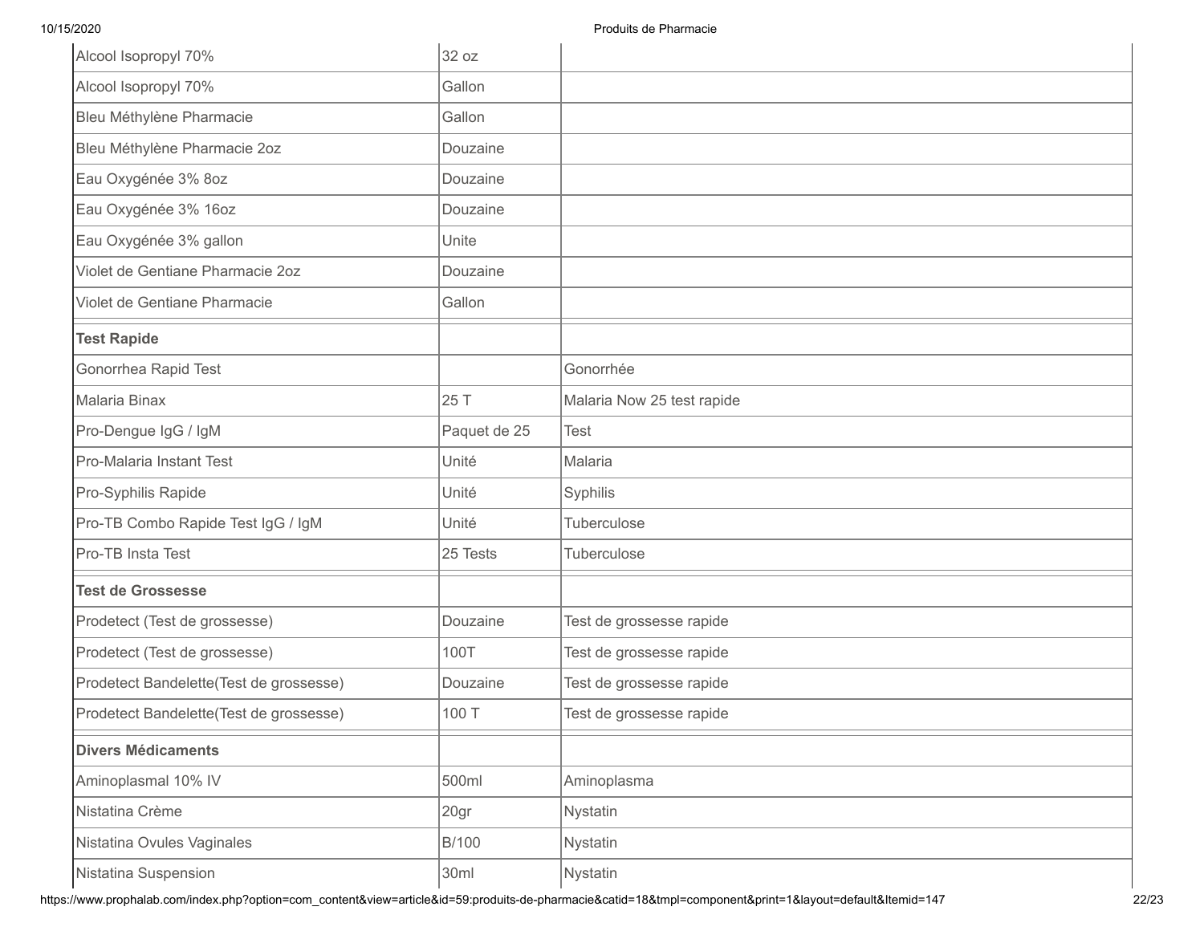| | | |
|---|---|---|
| Alcool Isopropyl 70% | 32 oz | |
| Alcool Isopropyl 70% | Gallon | |
| Bleu Méthylène Pharmacie | Gallon | |
| Bleu Méthylène Pharmacie 2oz | Douzaine | |
| Eau Oxygénée 3% 8oz | Douzaine | |
| Eau Oxygénée 3% 16oz | Douzaine | |
| Eau Oxygénée 3% gallon | Unite | |
| Violet de Gentiane Pharmacie 2oz | Douzaine | |
| Violet de Gentiane Pharmacie | Gallon | |
| **Test Rapide** | | |
| Gonorrhea Rapid Test | | Gonorrhée |
| Malaria Binax | 25 T | Malaria Now 25 test rapide |
| Pro-Dengue IgG / IgM | Paquet de 25 | Test |
| Pro-Malaria Instant Test | Unité | Malaria |
| Pro-Syphilis Rapide | Unité | Syphilis |
| Pro-TB Combo Rapide Test IgG / IgM | Unité | Tuberculose |
| Pro-TB Insta Test | 25 Tests | Tuberculose |
| **Test de Grossesse** | | |
| Prodetect (Test de grossesse) | Douzaine | Test de grossesse rapide |
| Prodetect (Test de grossesse) | 100T | Test de grossesse rapide |
| Prodetect Bandelette(Test de grossesse) | Douzaine | Test de grossesse rapide |
| Prodetect Bandelette(Test de grossesse) | 100 T | Test de grossesse rapide |
| **Divers Médicaments** | | |
| Aminoplasmal 10% IV | 500ml | Aminoplasma |
| Nistatina Crème | 20gr | Nystatin |
| Nistatina Ovules Vaginales | B/100 | Nystatin |
| Nistatina Suspension | 30ml | Nystatin |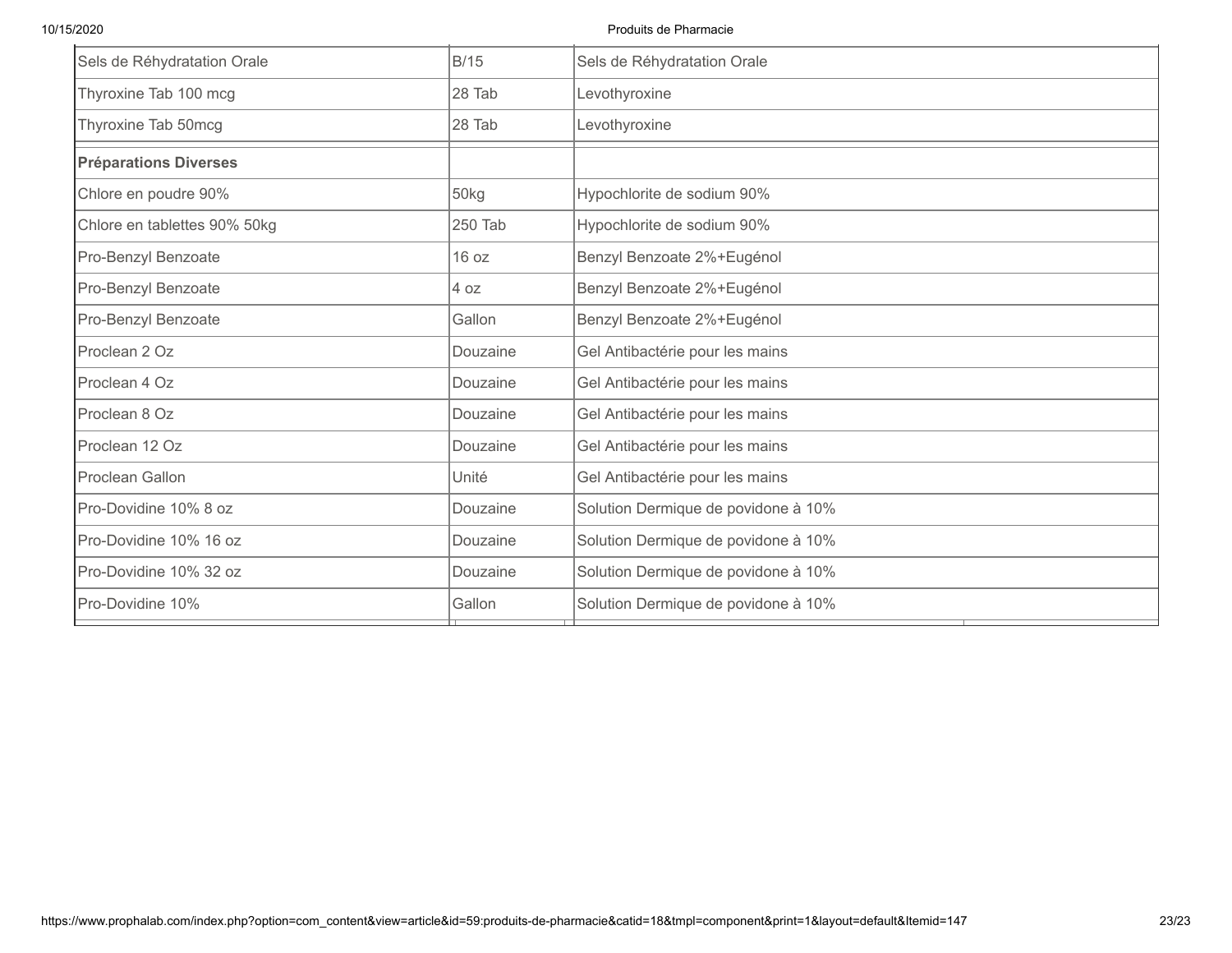| | | |
|---|---|---|
| Sels de Réhydratation Orale | B/15 | Sels de Réhydratation Orale |
| Thyroxine Tab 100 mcg | 28 Tab | Levothyroxine |
| Thyroxine Tab 50mcg | 28 Tab | Levothyroxine |
| **Préparations Diverses** | | |
| Chlore en poudre 90% | 50kg | Hypochlorite de sodium 90% |
| Chlore en tablettes 90% 50kg | 250 Tab | Hypochlorite de sodium 90% |
| Pro-Benzyl Benzoate | 16 oz | Benzyl Benzoate 2%+Eugénol |
| Pro-Benzyl Benzoate | 4 oz | Benzyl Benzoate 2%+Eugénol |
| Pro-Benzyl Benzoate | Gallon | Benzyl Benzoate 2%+Eugénol |
| Proclean 2 Oz | Douzaine | Gel Antibactérie pour les mains |
| Proclean 4 Oz | Douzaine | Gel Antibactérie pour les mains |
| Proclean 8 Oz | Douzaine | Gel Antibactérie pour les mains |
| Proclean 12 Oz | Douzaine | Gel Antibactérie pour les mains |
| Proclean Gallon | Unité | Gel Antibactérie pour les mains |
| Pro-Dovidine 10% 8 oz | Douzaine | Solution Dermique de povidone à 10% |
| Pro-Dovidine 10% 16 oz | Douzaine | Solution Dermique de povidone à 10% |
| Pro-Dovidine 10% 32 oz | Douzaine | Solution Dermique de povidone à 10% |
| Pro-Dovidine 10% | Gallon | Solution Dermique de povidone à 10% |